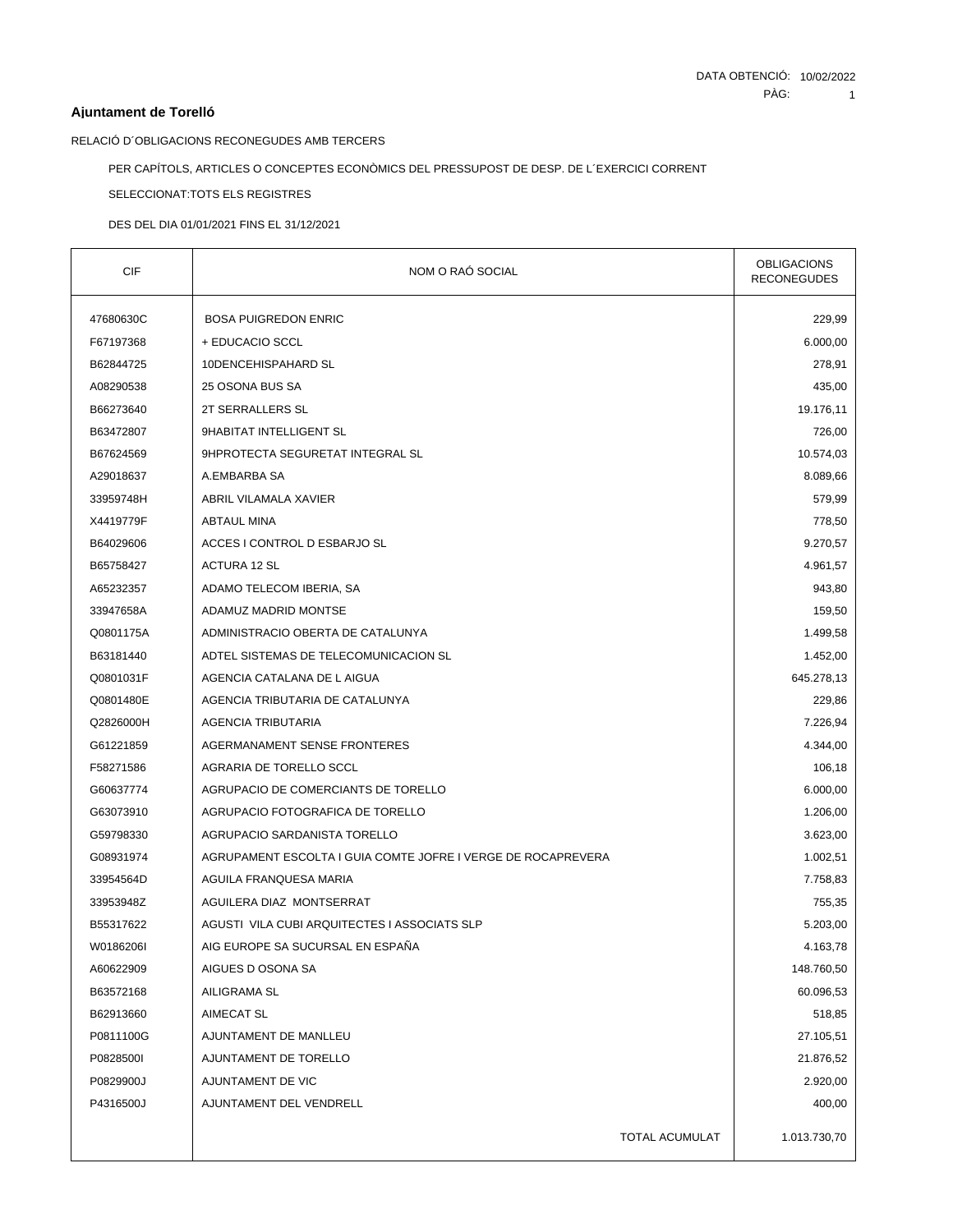DATA OBTENCIÓ: 10/02/2022

**Ajuntament de Torelló**

RELACIÓ D´OBLIGACIONS RECONEGUDES AMB TERCERS

PER CAPÍTOLS, ARTICLES O CONCEPTES ECONÒMICS DEL PRESSUPOST DE DESP. DE L´EXERCICI CORRENT

SELECCIONAT:TOTS ELS REGISTRES

DES DEL DIA 01/01/2021 FINS EL 31/12/2021

| CIF | NOM O RAÓ SOCIAL | OBLIGACIONS RECONEGUDES |
|---|---|---|
| 47680630C | BOSA PUIGREDON ENRIC | 229,99 |
| F67197368 | + EDUCACIO SCCL | 6.000,00 |
| B62844725 | 10DENCEHISPAHARD SL | 278,91 |
| A08290538 | 25 OSONA BUS SA | 435,00 |
| B66273640 | 2T SERRALLERS SL | 19.176,11 |
| B63472807 | 9HABITAT INTELLIGENT SL | 726,00 |
| B67624569 | 9HPROTECTA SEGURETAT INTEGRAL SL | 10.574,03 |
| A29018637 | A.EMBARBA SA | 8.089,66 |
| 33959748H | ABRIL VILAMALA XAVIER | 579,99 |
| X4419779F | ABTAUL MINA | 778,50 |
| B64029606 | ACCES I CONTROL D ESBARJO SL | 9.270,57 |
| B65758427 | ACTURA 12 SL | 4.961,57 |
| A65232357 | ADAMO TELECOM IBERIA, SA | 943,80 |
| 33947658A | ADAMUZ MADRID MONTSE | 159,50 |
| Q0801175A | ADMINISTRACIO OBERTA DE CATALUNYA | 1.499,58 |
| B63181440 | ADTEL SISTEMAS DE TELECOMUNICACION SL | 1.452,00 |
| Q0801031F | AGENCIA CATALANA DE L AIGUA | 645.278,13 |
| Q0801480E | AGENCIA TRIBUTARIA DE CATALUNYA | 229,86 |
| Q2826000H | AGENCIA TRIBUTARIA | 7.226,94 |
| G61221859 | AGERMANAMENT SENSE FRONTERES | 4.344,00 |
| F58271586 | AGRARIA DE TORELLO SCCL | 106,18 |
| G60637774 | AGRUPACIO DE COMERCIANTS DE TORELLO | 6.000,00 |
| G63073910 | AGRUPACIO FOTOGRAFICA DE TORELLO | 1.206,00 |
| G59798330 | AGRUPACIO SARDANISTA TORELLO | 3.623,00 |
| G08931974 | AGRUPAMENT ESCOLTA I GUIA COMTE JOFRE I VERGE DE ROCAPREVERA | 1.002,51 |
| 33954564D | AGUILA FRANQUESA MARIA | 7.758,83 |
| 33953948Z | AGUILERA DIAZ MONTSERRAT | 755,35 |
| B55317622 | AGUSTI VILA CUBI ARQUITECTES I ASSOCIATS SLP | 5.203,00 |
| W0186206I | AIG EUROPE SA SUCURSAL EN ESPAÑA | 4.163,78 |
| A60622909 | AIGUES D OSONA SA | 148.760,50 |
| B63572168 | AILIGRAMA SL | 60.096,53 |
| B62913660 | AIMECAT SL | 518,85 |
| P0811100G | AJUNTAMENT DE MANLLEU | 27.105,51 |
| P0828500I | AJUNTAMENT DE TORELLO | 21.876,52 |
| P0829900J | AJUNTAMENT DE VIC | 2.920,00 |
| P4316500J | AJUNTAMENT DEL VENDRELL | 400,00 |
| | TOTAL ACUMULAT | 1.013.730,70 |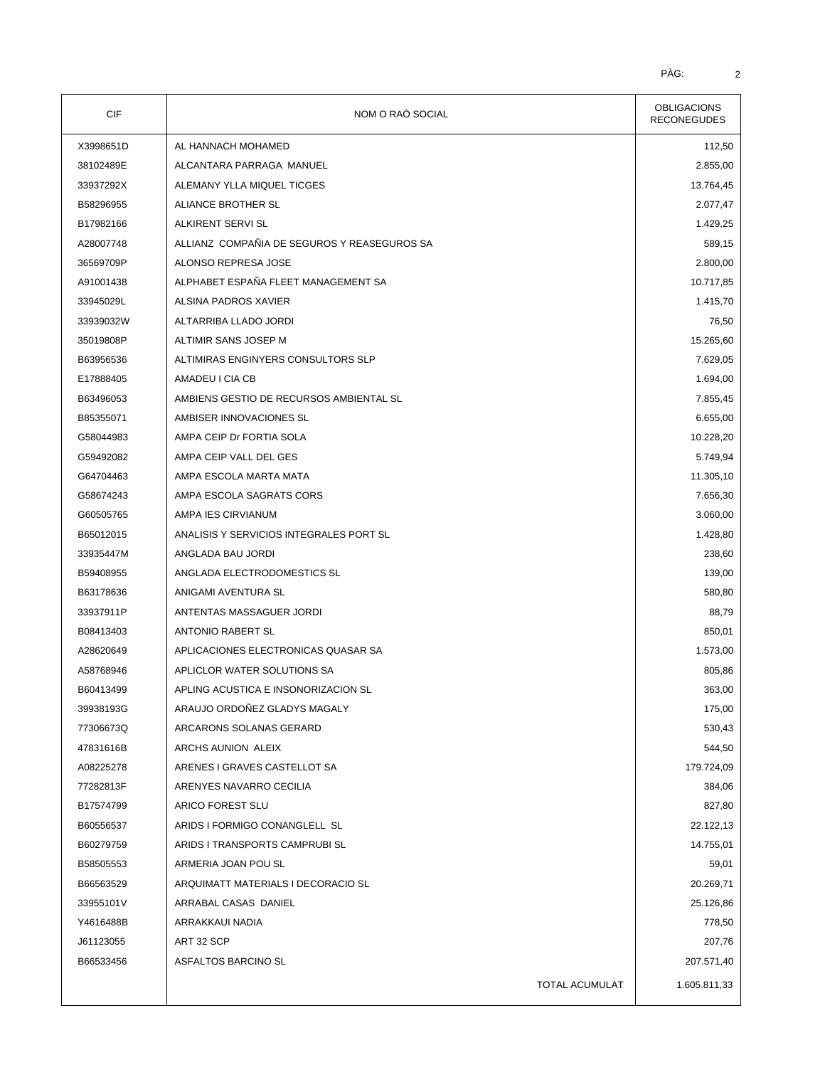| CIF | NOM O RAÓ SOCIAL | OBLIGACIONS RECONEGUDES |
|---|---|---|
| X3998651D | AL HANNACH MOHAMED | 112,50 |
| 38102489E | ALCANTARA PARRAGA MANUEL | 2.855,00 |
| 33937292X | ALEMANY YLLA MIQUEL TICGES | 13.764,45 |
| B58296955 | ALIANCE BROTHER SL | 2.077,47 |
| B17982166 | ALKIRENT SERVI SL | 1.429,25 |
| A28007748 | ALLIANZ COMPAÑIA DE SEGUROS Y REASEGUROS SA | 589,15 |
| 36569709P | ALONSO REPRESA JOSE | 2.800,00 |
| A91001438 | ALPHABET ESPAÑA FLEET MANAGEMENT SA | 10.717,85 |
| 33945029L | ALSINA PADROS XAVIER | 1.415,70 |
| 33939032W | ALTARRIBA LLADO JORDI | 76,50 |
| 35019808P | ALTIMIR SANS JOSEP M | 15.265,60 |
| B63956536 | ALTIMIRAS ENGINYERS CONSULTORS SLP | 7.629,05 |
| E17888405 | AMADEU I CIA CB | 1.694,00 |
| B63496053 | AMBIENS GESTIO DE RECURSOS AMBIENTAL SL | 7.855,45 |
| B85355071 | AMBISER INNOVACIONES SL | 6.655,00 |
| G58044983 | AMPA CEIP Dr FORTIA SOLA | 10.228,20 |
| G59492082 | AMPA CEIP VALL DEL GES | 5.749,94 |
| G64704463 | AMPA ESCOLA MARTA MATA | 11.305,10 |
| G58674243 | AMPA ESCOLA SAGRATS CORS | 7.656,30 |
| G60505765 | AMPA IES CIRVIANUM | 3.060,00 |
| B65012015 | ANALISIS Y SERVICIOS INTEGRALES PORT SL | 1.428,80 |
| 33935447M | ANGLADA BAU JORDI | 238,60 |
| B59408955 | ANGLADA ELECTRODOMESTICS SL | 139,00 |
| B63178636 | ANIGAMI AVENTURA SL | 580,80 |
| 33937911P | ANTENTAS MASSAGUER JORDI | 88,79 |
| B08413403 | ANTONIO RABERT SL | 850,01 |
| A28620649 | APLICACIONES ELECTRONICAS QUASAR SA | 1.573,00 |
| A58768946 | APLICLOR WATER SOLUTIONS SA | 805,86 |
| B60413499 | APLING ACUSTICA E INSONORIZACION SL | 363,00 |
| 39938193G | ARAUJO ORDOÑEZ GLADYS MAGALY | 175,00 |
| 77306673Q | ARCARONS SOLANAS GERARD | 530,43 |
| 47831616B | ARCHS AUNION ALEIX | 544,50 |
| A08225278 | ARENES I GRAVES CASTELLOT SA | 179.724,09 |
| 77282813F | ARENYES NAVARRO CECILIA | 384,06 |
| B17574799 | ARICO FOREST SLU | 827,80 |
| B60556537 | ARIDS I FORMIGO CONANGLELL SL | 22.122,13 |
| B60279759 | ARIDS I TRANSPORTS CAMPRUBI SL | 14.755,01 |
| B58505553 | ARMERIA JOAN POU SL | 59,01 |
| B66563529 | ARQUIMATT MATERIALS I DECORACIO SL | 20.269,71 |
| 33955101V | ARRABAL CASAS DANIEL | 25.126,86 |
| Y4616488B | ARRAKKAUI NADIA | 778,50 |
| J61123055 | ART 32 SCP | 207,76 |
| B66533456 | ASFALTOS BARCINO SL | 207.571,40 |
| | TOTAL ACUMULAT | 1.605.811,33 |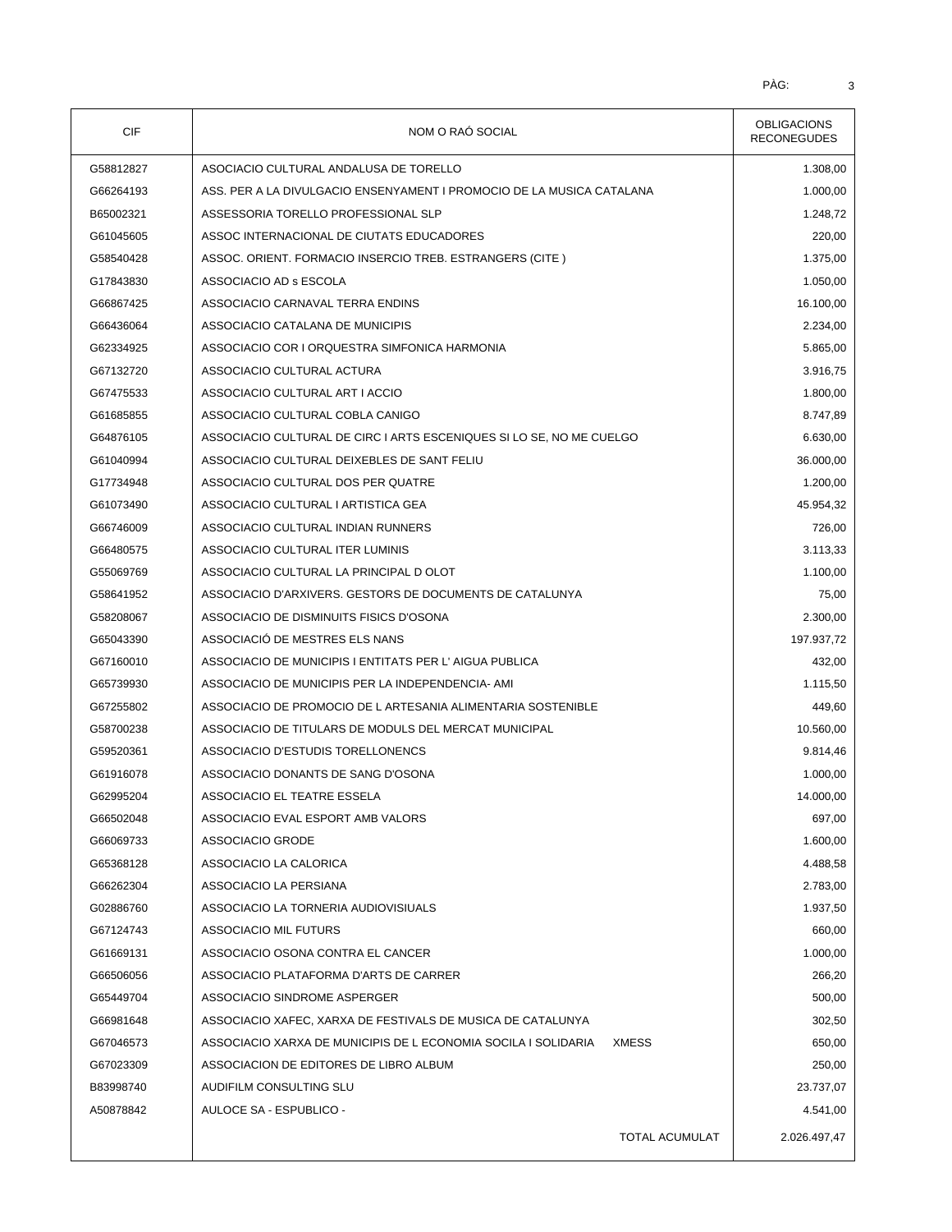| CIF | NOM O RAÓ SOCIAL | OBLIGACIONS RECONEGUDES |
|---|---|---|
| G58812827 | ASOCIACIO CULTURAL ANDALUSA DE TORELLO | 1.308,00 |
| G66264193 | ASS. PER A LA DIVULGACIO ENSENYAMENT I PROMOCIO DE LA MUSICA CATALANA | 1.000,00 |
| B65002321 | ASSESSORIA TORELLO PROFESSIONAL SLP | 1.248,72 |
| G61045605 | ASSOC INTERNACIONAL DE CIUTATS EDUCADORES | 220,00 |
| G58540428 | ASSOC. ORIENT. FORMACIO INSERCIO TREB. ESTRANGERS (CITE ) | 1.375,00 |
| G17843830 | ASSOCIACIO AD s ESCOLA | 1.050,00 |
| G66867425 | ASSOCIACIO CARNAVAL TERRA ENDINS | 16.100,00 |
| G66436064 | ASSOCIACIO CATALANA DE MUNICIPIS | 2.234,00 |
| G62334925 | ASSOCIACIO COR I ORQUESTRA SIMFONICA HARMONIA | 5.865,00 |
| G67132720 | ASSOCIACIO CULTURAL ACTURA | 3.916,75 |
| G67475533 | ASSOCIACIO CULTURAL ART I ACCIO | 1.800,00 |
| G61685855 | ASSOCIACIO CULTURAL COBLA CANIGO | 8.747,89 |
| G64876105 | ASSOCIACIO CULTURAL DE CIRC I ARTS ESCENIQUES SI LO SE, NO ME CUELGO | 6.630,00 |
| G61040994 | ASSOCIACIO CULTURAL DEIXEBLES DE SANT FELIU | 36.000,00 |
| G17734948 | ASSOCIACIO CULTURAL DOS PER QUATRE | 1.200,00 |
| G61073490 | ASSOCIACIO CULTURAL I ARTISTICA GEA | 45.954,32 |
| G66746009 | ASSOCIACIO CULTURAL INDIAN RUNNERS | 726,00 |
| G66480575 | ASSOCIACIO CULTURAL ITER LUMINIS | 3.113,33 |
| G55069769 | ASSOCIACIO CULTURAL LA PRINCIPAL D OLOT | 1.100,00 |
| G58641952 | ASSOCIACIO D'ARXIVERS. GESTORS DE DOCUMENTS DE CATALUNYA | 75,00 |
| G58208067 | ASSOCIACIO DE DISMINUITS FISICS D'OSONA | 2.300,00 |
| G65043390 | ASSOCIACIÓ DE MESTRES ELS NANS | 197.937,72 |
| G67160010 | ASSOCIACIO DE MUNICIPIS I ENTITATS PER L' AIGUA PUBLICA | 432,00 |
| G65739930 | ASSOCIACIO DE MUNICIPIS PER LA INDEPENDENCIA- AMI | 1.115,50 |
| G67255802 | ASSOCIACIO DE PROMOCIO DE L ARTESANIA ALIMENTARIA SOSTENIBLE | 449,60 |
| G58700238 | ASSOCIACIO DE TITULARS DE MODULS DEL MERCAT MUNICIPAL | 10.560,00 |
| G59520361 | ASSOCIACIO D'ESTUDIS TORELLONENCS | 9.814,46 |
| G61916078 | ASSOCIACIO DONANTS DE SANG D'OSONA | 1.000,00 |
| G62995204 | ASSOCIACIO EL TEATRE ESSELA | 14.000,00 |
| G66502048 | ASSOCIACIO EVAL ESPORT AMB VALORS | 697,00 |
| G66069733 | ASSOCIACIO GRODE | 1.600,00 |
| G65368128 | ASSOCIACIO LA CALORICA | 4.488,58 |
| G66262304 | ASSOCIACIO LA PERSIANA | 2.783,00 |
| G02886760 | ASSOCIACIO LA TORNERIA AUDIOVISIUALS | 1.937,50 |
| G67124743 | ASSOCIACIO MIL FUTURS | 660,00 |
| G61669131 | ASSOCIACIO OSONA CONTRA EL CANCER | 1.000,00 |
| G66506056 | ASSOCIACIO PLATAFORMA D'ARTS DE CARRER | 266,20 |
| G65449704 | ASSOCIACIO SINDROME ASPERGER | 500,00 |
| G66981648 | ASSOCIACIO XAFEC, XARXA DE FESTIVALS DE MUSICA DE CATALUNYA | 302,50 |
| G67046573 | ASSOCIACIO XARXA DE MUNICIPIS DE L ECONOMIA SOCILA I SOLIDARIA XMESS | 650,00 |
| G67023309 | ASSOCIACION DE EDITORES DE LIBRO ALBUM | 250,00 |
| B83998740 | AUDIFILM CONSULTING SLU | 23.737,07 |
| A50878842 | AULOCE SA - ESPUBLICO - | 4.541,00 |
| | TOTAL ACUMULAT | 2.026.497,47 |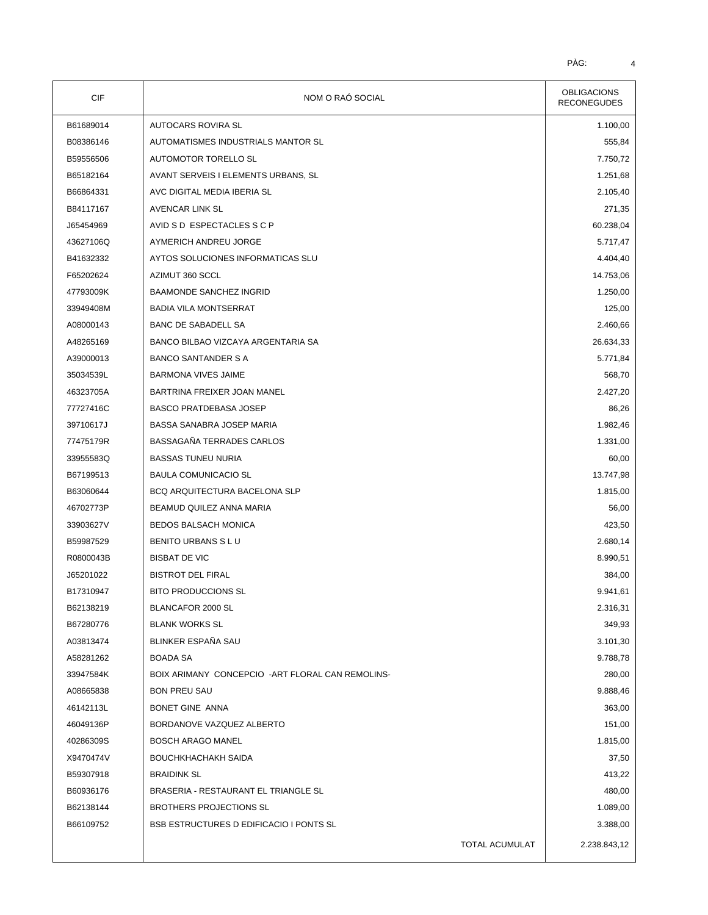| CIF | NOM O RAÓ SOCIAL | OBLIGACIONS RECONEGUDES |
|---|---|---|
| B61689014 | AUTOCARS ROVIRA SL | 1.100,00 |
| B08386146 | AUTOMATISMES INDUSTRIALS MANTOR SL | 555,84 |
| B59556506 | AUTOMOTOR TORELLO SL | 7.750,72 |
| B65182164 | AVANT SERVEIS I ELEMENTS URBANS, SL | 1.251,68 |
| B66864331 | AVC DIGITAL MEDIA IBERIA SL | 2.105,40 |
| B84117167 | AVENCAR LINK SL | 271,35 |
| J65454969 | AVID S D ESPECTACLES S C P | 60.238,04 |
| 43627106Q | AYMERICH ANDREU JORGE | 5.717,47 |
| B41632332 | AYTOS SOLUCIONES INFORMATICAS SLU | 4.404,40 |
| F65202624 | AZIMUT 360 SCCL | 14.753,06 |
| 47793009K | BAAMONDE SANCHEZ INGRID | 1.250,00 |
| 33949408M | BADIA VILA MONTSERRAT | 125,00 |
| A08000143 | BANC DE SABADELL SA | 2.460,66 |
| A48265169 | BANCO BILBAO VIZCAYA ARGENTARIA SA | 26.634,33 |
| A39000013 | BANCO SANTANDER S A | 5.771,84 |
| 35034539L | BARMONA VIVES JAIME | 568,70 |
| 46323705A | BARTRINA FREIXER JOAN MANEL | 2.427,20 |
| 77727416C | BASCO PRATDEBASA JOSEP | 86,26 |
| 39710617J | BASSA SANABRA JOSEP MARIA | 1.982,46 |
| 77475179R | BASSAGAÑA TERRADES CARLOS | 1.331,00 |
| 33955583Q | BASSAS TUNEU NURIA | 60,00 |
| B67199513 | BAULA COMUNICACIO SL | 13.747,98 |
| B63060644 | BCQ ARQUITECTURA BACELONA SLP | 1.815,00 |
| 46702773P | BEAMUD QUILEZ ANNA MARIA | 56,00 |
| 33903627V | BEDOS BALSACH MONICA | 423,50 |
| B59987529 | BENITO URBANS S L U | 2.680,14 |
| R0800043B | BISBAT DE VIC | 8.990,51 |
| J65201022 | BISTROT DEL FIRAL | 384,00 |
| B17310947 | BITO PRODUCCIONS SL | 9.941,61 |
| B62138219 | BLANCAFOR 2000 SL | 2.316,31 |
| B67280776 | BLANK WORKS SL | 349,93 |
| A03813474 | BLINKER ESPAÑA SAU | 3.101,30 |
| A58281262 | BOADA SA | 9.788,78 |
| 33947584K | BOIX ARIMANY CONCEPCIO -ART FLORAL CAN REMOLINS- | 280,00 |
| A08665838 | BON PREU SAU | 9.888,46 |
| 46142113L | BONET GINE ANNA | 363,00 |
| 46049136P | BORDANOVE VAZQUEZ ALBERTO | 151,00 |
| 40286309S | BOSCH ARAGO MANEL | 1.815,00 |
| X9470474V | BOUCHKHACHAKH SAIDA | 37,50 |
| B59307918 | BRAIDINK SL | 413,22 |
| B60936176 | BRASERIA - RESTAURANT EL TRIANGLE SL | 480,00 |
| B62138144 | BROTHERS PROJECTIONS SL | 1.089,00 |
| B66109752 | BSB ESTRUCTURES D EDIFICACIO I PONTS SL | 3.388,00 |
| | TOTAL ACUMULAT | 2.238.843,12 |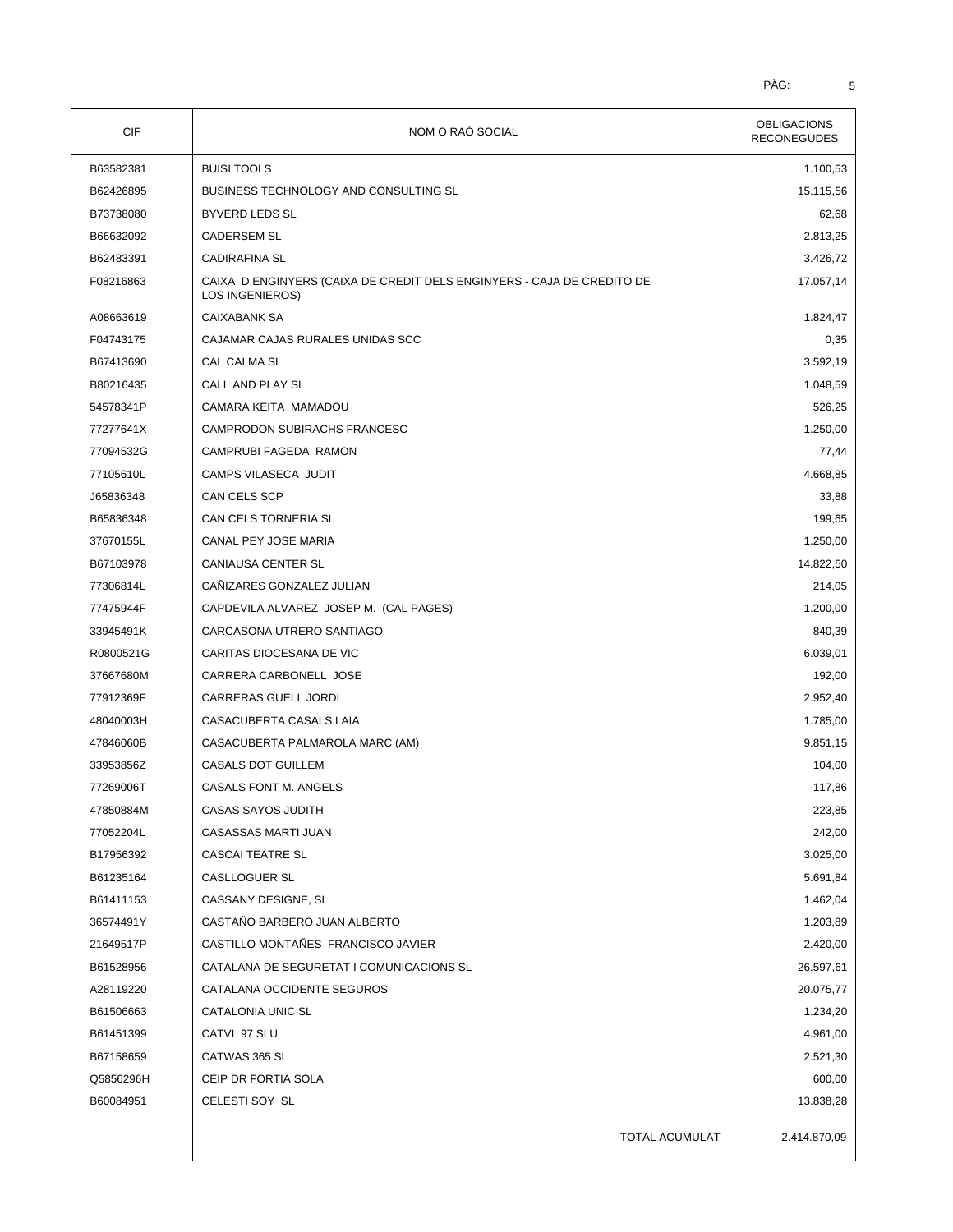| CIF | NOM O RAÓ SOCIAL | OBLIGACIONS RECONEGUDES |
|---|---|---|
| B63582381 | BUISI TOOLS | 1.100,53 |
| B62426895 | BUSINESS TECHNOLOGY AND CONSULTING SL | 15.115,56 |
| B73738080 | BYVERD LEDS SL | 62,68 |
| B66632092 | CADERSEM SL | 2.813,25 |
| B62483391 | CADIRAFINA SL | 3.426,72 |
| F08216863 | CAIXA D ENGINYERS (CAIXA DE CREDIT DELS ENGINYERS - CAJA DE CREDITO DE LOS INGENIEROS) | 17.057,14 |
| A08663619 | CAIXABANK SA | 1.824,47 |
| F04743175 | CAJAMAR CAJAS RURALES UNIDAS SCC | 0,35 |
| B67413690 | CAL CALMA SL | 3.592,19 |
| B80216435 | CALL AND PLAY SL | 1.048,59 |
| 54578341P | CAMARA KEITA MAMADOU | 526,25 |
| 77277641X | CAMPRODON SUBIRACHS FRANCESC | 1.250,00 |
| 77094532G | CAMPRUBI FAGEDA RAMON | 77,44 |
| 77105610L | CAMPS VILASECA JUDIT | 4.668,85 |
| J65836348 | CAN CELS SCP | 33,88 |
| B65836348 | CAN CELS TORNERIA SL | 199,65 |
| 37670155L | CANAL PEY JOSE MARIA | 1.250,00 |
| B67103978 | CANIAUSA CENTER SL | 14.822,50 |
| 77306814L | CAÑIZARES GONZALEZ JULIAN | 214,05 |
| 77475944F | CAPDEVILA ALVAREZ JOSEP M. (CAL PAGES) | 1.200,00 |
| 33945491K | CARCASONA UTRERO SANTIAGO | 840,39 |
| R0800521G | CARITAS DIOCESANA DE VIC | 6.039,01 |
| 37667680M | CARRERA CARBONELL JOSE | 192,00 |
| 77912369F | CARRERAS GUELL JORDI | 2.952,40 |
| 48040003H | CASACUBERTA CASALS LAIA | 1.785,00 |
| 47846060B | CASACUBERTA PALMAROLA MARC (AM) | 9.851,15 |
| 33953856Z | CASALS DOT GUILLEM | 104,00 |
| 77269006T | CASALS FONT M. ANGELS | -117,86 |
| 47850884M | CASAS SAYOS JUDITH | 223,85 |
| 77052204L | CASASSAS MARTI JUAN | 242,00 |
| B17956392 | CASCAI TEATRE SL | 3.025,00 |
| B61235164 | CASLLOGUER SL | 5.691,84 |
| B61411153 | CASSANY DESIGNE, SL | 1.462,04 |
| 36574491Y | CASTAÑO BARBERO JUAN ALBERTO | 1.203,89 |
| 21649517P | CASTILLO MONTAÑES FRANCISCO JAVIER | 2.420,00 |
| B61528956 | CATALANA DE SEGURETAT I COMUNICACIONS SL | 26.597,61 |
| A28119220 | CATALANA OCCIDENTE SEGUROS | 20.075,77 |
| B61506663 | CATALONIA UNIC SL | 1.234,20 |
| B61451399 | CATVL 97 SLU | 4.961,00 |
| B67158659 | CATWAS 365 SL | 2.521,30 |
| Q5856296H | CEIP DR FORTIA SOLA | 600,00 |
| B60084951 | CELESTI SOY SL | 13.838,28 |
| | TOTAL ACUMULAT | 2.414.870,09 |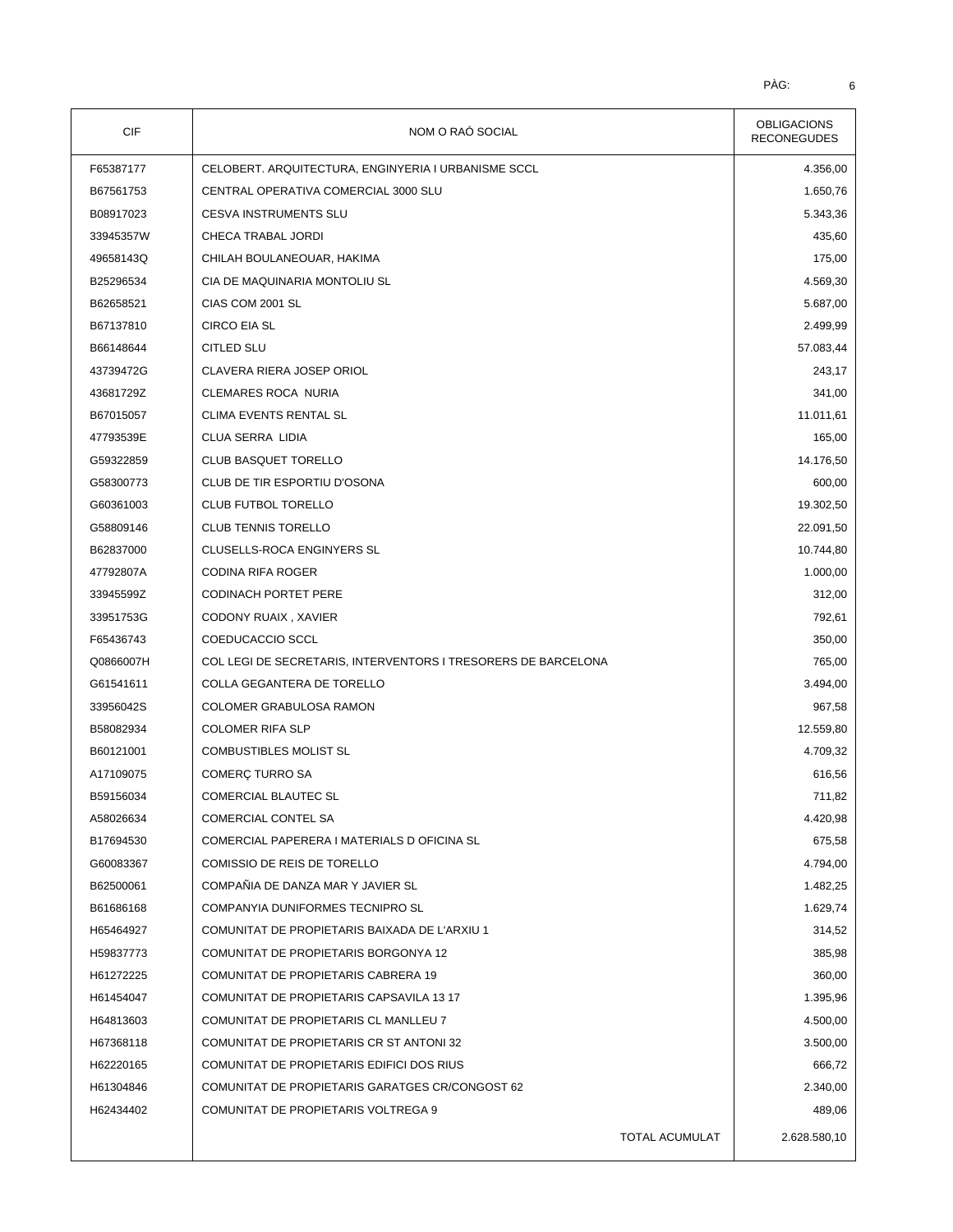| CIF | NOM O RAÓ SOCIAL | OBLIGACIONS RECONEGUDES |
|---|---|---|
| F65387177 | CELOBERT. ARQUITECTURA, ENGINYERIA I URBANISME SCCL | 4.356,00 |
| B67561753 | CENTRAL OPERATIVA COMERCIAL 3000 SLU | 1.650,76 |
| B08917023 | CESVA INSTRUMENTS SLU | 5.343,36 |
| 33945357W | CHECA TRABAL JORDI | 435,60 |
| 49658143Q | CHILAH BOULANEOUAR, HAKIMA | 175,00 |
| B25296534 | CIA DE MAQUINARIA MONTOLIU SL | 4.569,30 |
| B62658521 | CIAS COM 2001 SL | 5.687,00 |
| B67137810 | CIRCO EIA SL | 2.499,99 |
| B66148644 | CITLED SLU | 57.083,44 |
| 43739472G | CLAVERA RIERA JOSEP ORIOL | 243,17 |
| 43681729Z | CLEMARES ROCA NURIA | 341,00 |
| B67015057 | CLIMA EVENTS RENTAL SL | 11.011,61 |
| 47793539E | CLUA SERRA LIDIA | 165,00 |
| G59322859 | CLUB BASQUET TORELLO | 14.176,50 |
| G58300773 | CLUB DE TIR ESPORTIU D'OSONA | 600,00 |
| G60361003 | CLUB FUTBOL TORELLO | 19.302,50 |
| G58809146 | CLUB TENNIS TORELLO | 22.091,50 |
| B62837000 | CLUSELLS-ROCA ENGINYERS SL | 10.744,80 |
| 47792807A | CODINA RIFA ROGER | 1.000,00 |
| 33945599Z | CODINACH PORTET PERE | 312,00 |
| 33951753G | CODONY RUAIX , XAVIER | 792,61 |
| F65436743 | COEDUCACCIO SCCL | 350,00 |
| Q0866007H | COL LEGI DE SECRETARIS, INTERVENTORS I TRESORERS DE BARCELONA | 765,00 |
| G61541611 | COLLA GEGANTERA DE TORELLO | 3.494,00 |
| 33956042S | COLOMER GRABULOSA RAMON | 967,58 |
| B58082934 | COLOMER RIFA SLP | 12.559,80 |
| B60121001 | COMBUSTIBLES MOLIST SL | 4.709,32 |
| A17109075 | COMERÇ TURRO SA | 616,56 |
| B59156034 | COMERCIAL BLAUTEC SL | 711,82 |
| A58026634 | COMERCIAL CONTEL SA | 4.420,98 |
| B17694530 | COMERCIAL PAPERERA I MATERIALS D OFICINA SL | 675,58 |
| G60083367 | COMISSIO DE REIS DE TORELLO | 4.794,00 |
| B62500061 | COMPAÑIA DE DANZA MAR Y JAVIER SL | 1.482,25 |
| B61686168 | COMPANYIA DUNIFORMES TECNIPRO SL | 1.629,74 |
| H65464927 | COMUNITAT DE PROPIETARIS BAIXADA DE L'ARXIU 1 | 314,52 |
| H59837773 | COMUNITAT DE PROPIETARIS BORGONYA 12 | 385,98 |
| H61272225 | COMUNITAT DE PROPIETARIS CABRERA 19 | 360,00 |
| H61454047 | COMUNITAT DE PROPIETARIS CAPSAVILA 13 17 | 1.395,96 |
| H64813603 | COMUNITAT DE PROPIETARIS CL MANLLEU 7 | 4.500,00 |
| H67368118 | COMUNITAT DE PROPIETARIS CR ST ANTONI 32 | 3.500,00 |
| H62220165 | COMUNITAT DE PROPIETARIS EDIFICI DOS RIUS | 666,72 |
| H61304846 | COMUNITAT DE PROPIETARIS GARATGES CR/CONGOST 62 | 2.340,00 |
| H62434402 | COMUNITAT DE PROPIETARIS VOLTREGA 9 | 489,06 |
| | TOTAL ACUMULAT | 2.628.580,10 |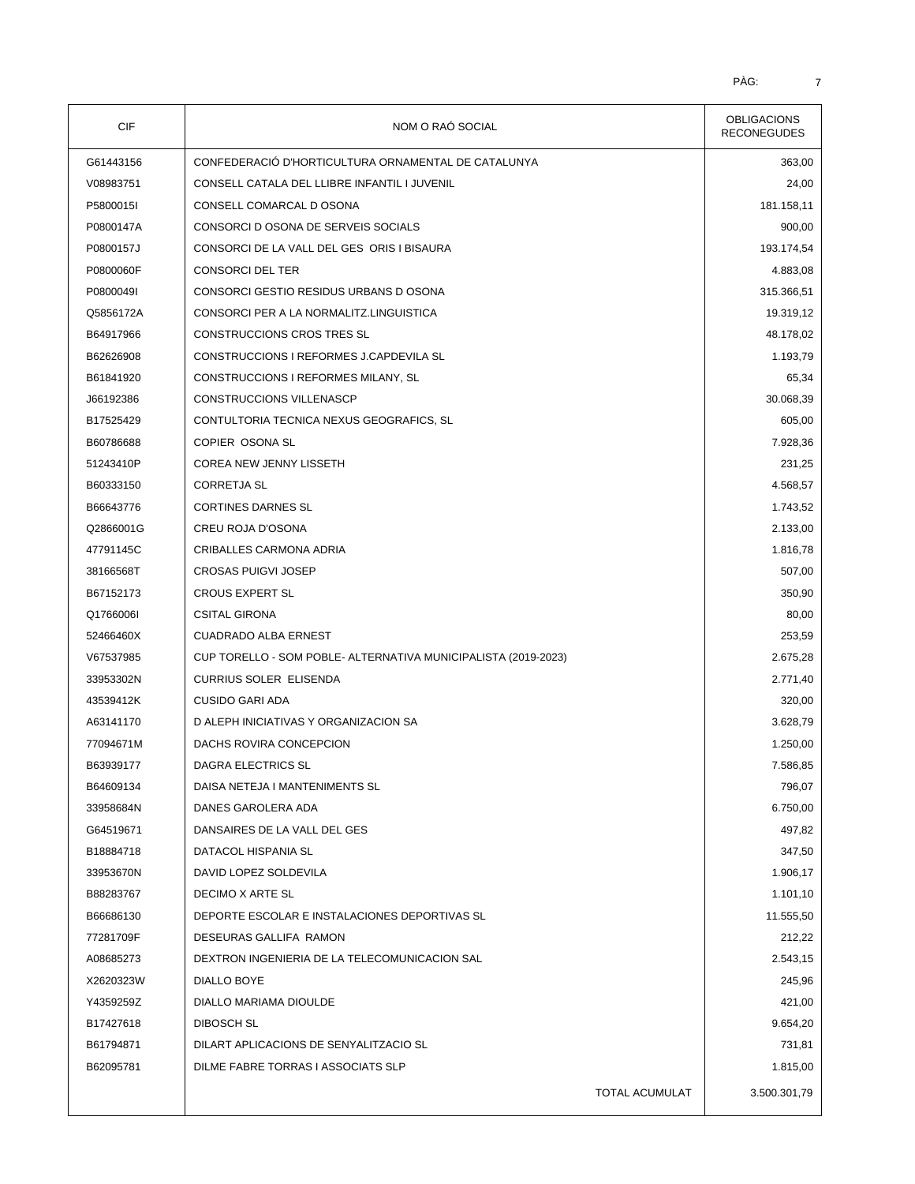| CIF | NOM O RAÓ SOCIAL | OBLIGACIONS RECONEGUDES |
|---|---|---|
| G61443156 | CONFEDERACIÓ D'HORTICULTURA ORNAMENTAL DE CATALUNYA | 363,00 |
| V08983751 | CONSELL CATALA DEL LLIBRE INFANTIL I JUVENIL | 24,00 |
| P5800015I | CONSELL COMARCAL D OSONA | 181.158,11 |
| P0800147A | CONSORCI D OSONA DE SERVEIS SOCIALS | 900,00 |
| P0800157J | CONSORCI DE LA VALL DEL GES ORIS I BISAURA | 193.174,54 |
| P0800060F | CONSORCI DEL TER | 4.883,08 |
| P0800049I | CONSORCI GESTIO RESIDUS URBANS D OSONA | 315.366,51 |
| Q5856172A | CONSORCI PER A LA NORMALITZ.LINGUISTICA | 19.319,12 |
| B64917966 | CONSTRUCCIONS CROS TRES SL | 48.178,02 |
| B62626908 | CONSTRUCCIONS I REFORMES J.CAPDEVILA SL | 1.193,79 |
| B61841920 | CONSTRUCCIONS I REFORMES MILANY, SL | 65,34 |
| J66192386 | CONSTRUCCIONS VILLENASCP | 30.068,39 |
| B17525429 | CONTULTORIA TECNICA NEXUS GEOGRAFICS, SL | 605,00 |
| B60786688 | COPIER OSONA SL | 7.928,36 |
| 51243410P | COREA NEW JENNY LISSETH | 231,25 |
| B60333150 | CORRETJA SL | 4.568,57 |
| B66643776 | CORTINES DARNES SL | 1.743,52 |
| Q2866001G | CREU ROJA D'OSONA | 2.133,00 |
| 47791145C | CRIBALLES CARMONA ADRIA | 1.816,78 |
| 38166568T | CROSAS PUIGVI JOSEP | 507,00 |
| B67152173 | CROUS EXPERT SL | 350,90 |
| Q1766006I | CSITAL GIRONA | 80,00 |
| 52466460X | CUADRADO ALBA ERNEST | 253,59 |
| V67537985 | CUP TORELLO - SOM POBLE- ALTERNATIVA MUNICIPALISTA (2019-2023) | 2.675,28 |
| 33953302N | CURRIUS SOLER ELISENDA | 2.771,40 |
| 43539412K | CUSIDO GARI ADA | 320,00 |
| A63141170 | D ALEPH INICIATIVAS Y ORGANIZACION SA | 3.628,79 |
| 77094671M | DACHS ROVIRA CONCEPCION | 1.250,00 |
| B63939177 | DAGRA ELECTRICS SL | 7.586,85 |
| B64609134 | DAISA NETEJA I MANTENIMENTS SL | 796,07 |
| 33958684N | DANES GAROLERA ADA | 6.750,00 |
| G64519671 | DANSAIRES DE LA VALL DEL GES | 497,82 |
| B18884718 | DATACOL HISPANIA SL | 347,50 |
| 33953670N | DAVID LOPEZ SOLDEVILA | 1.906,17 |
| B88283767 | DECIMO X ARTE SL | 1.101,10 |
| B66686130 | DEPORTE ESCOLAR E INSTALACIONES DEPORTIVAS SL | 11.555,50 |
| 77281709F | DESEURAS GALLIFA RAMON | 212,22 |
| A08685273 | DEXTRON INGENIERIA DE LA TELECOMUNICACION SAL | 2.543,15 |
| X2620323W | DIALLO BOYE | 245,96 |
| Y4359259Z | DIALLO MARIAMA DIOULDE | 421,00 |
| B17427618 | DIBOSCH SL | 9.654,20 |
| B61794871 | DILART APLICACIONS DE SENYALITZACIO SL | 731,81 |
| B62095781 | DILME FABRE TORRAS I ASSOCIATS SLP | 1.815,00 |
| | TOTAL ACUMULAT | 3.500.301,79 |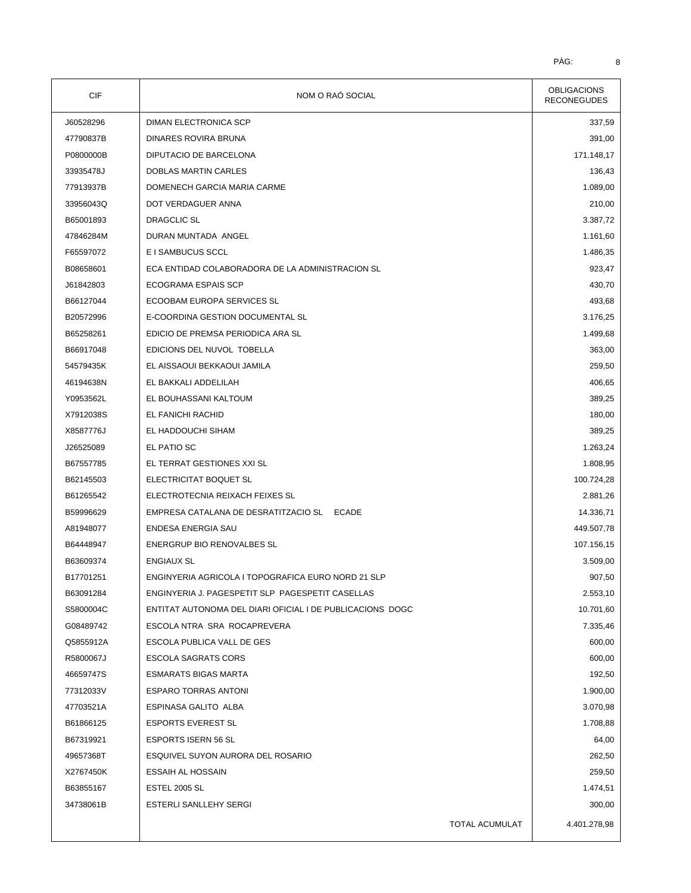| CIF | NOM O RAÓ SOCIAL | OBLIGACIONS RECONEGUDES |
|---|---|---|
| J60528296 | DIMAN ELECTRONICA SCP | 337,59 |
| 47790837B | DINARES ROVIRA BRUNA | 391,00 |
| P0800000B | DIPUTACIO DE BARCELONA | 171.148,17 |
| 33935478J | DOBLAS MARTIN CARLES | 136,43 |
| 77913937B | DOMENECH GARCIA MARIA CARME | 1.089,00 |
| 33956043Q | DOT VERDAGUER ANNA | 210,00 |
| B65001893 | DRAGCLIC SL | 3.387,72 |
| 47846284M | DURAN MUNTADA ANGEL | 1.161,60 |
| F65597072 | E I SAMBUCUS SCCL | 1.486,35 |
| B08658601 | ECA ENTIDAD COLABORADORA DE LA ADMINISTRACION SL | 923,47 |
| J61842803 | ECOGRAMA ESPAIS SCP | 430,70 |
| B66127044 | ECOOBAM EUROPA SERVICES SL | 493,68 |
| B20572996 | E-COORDINA GESTION DOCUMENTAL SL | 3.176,25 |
| B65258261 | EDICIO DE PREMSA PERIODICA ARA SL | 1.499,68 |
| B66917048 | EDICIONS DEL NUVOL TOBELLA | 363,00 |
| 54579435K | EL AISSAOUI BEKKAOUI JAMILA | 259,50 |
| 46194638N | EL BAKKALI ADDELILAH | 406,65 |
| Y0953562L | EL BOUHASSANI KALTOUM | 389,25 |
| X7912038S | EL FANICHI RACHID | 180,00 |
| X8587776J | EL HADDOUCHI SIHAM | 389,25 |
| J26525089 | EL PATIO SC | 1.263,24 |
| B67557785 | EL TERRAT GESTIONES XXI SL | 1.808,95 |
| B62145503 | ELECTRICITAT BOQUET SL | 100.724,28 |
| B61265542 | ELECTROTECNIA REIXACH FEIXES SL | 2.881,26 |
| B59996629 | EMPRESA CATALANA DE DESRATITZACIO SL ECADE | 14.336,71 |
| A81948077 | ENDESA ENERGIA SAU | 449.507,78 |
| B64448947 | ENERGRUP BIO RENOVALBES SL | 107.156,15 |
| B63609374 | ENGIAUX SL | 3.509,00 |
| B17701251 | ENGINYERIA AGRICOLA I TOPOGRAFICA EURO NORD 21 SLP | 907,50 |
| B63091284 | ENGINYERIA J. PAGESPETIT SLP PAGESPETIT CASELLAS | 2.553,10 |
| S5800004C | ENTITAT AUTONOMA DEL DIARI OFICIAL I DE PUBLICACIONS DOGC | 10.701,60 |
| G08489742 | ESCOLA NTRA SRA ROCAPREVERA | 7.335,46 |
| Q5855912A | ESCOLA PUBLICA VALL DE GES | 600,00 |
| R5800067J | ESCOLA SAGRATS CORS | 600,00 |
| 46659747S | ESMARATS BIGAS MARTA | 192,50 |
| 77312033V | ESPARO TORRAS ANTONI | 1.900,00 |
| 47703521A | ESPINASA GALITO ALBA | 3.070,98 |
| B61866125 | ESPORTS EVEREST SL | 1.708,88 |
| B67319921 | ESPORTS ISERN 56 SL | 64,00 |
| 49657368T | ESQUIVEL SUYON AURORA DEL ROSARIO | 262,50 |
| X2767450K | ESSAIH AL HOSSAIN | 259,50 |
| B63855167 | ESTEL 2005 SL | 1.474,51 |
| 34738061B | ESTERLI SANLLEHY SERGI | 300,00 |
| | TOTAL ACUMULAT | 4.401.278,98 |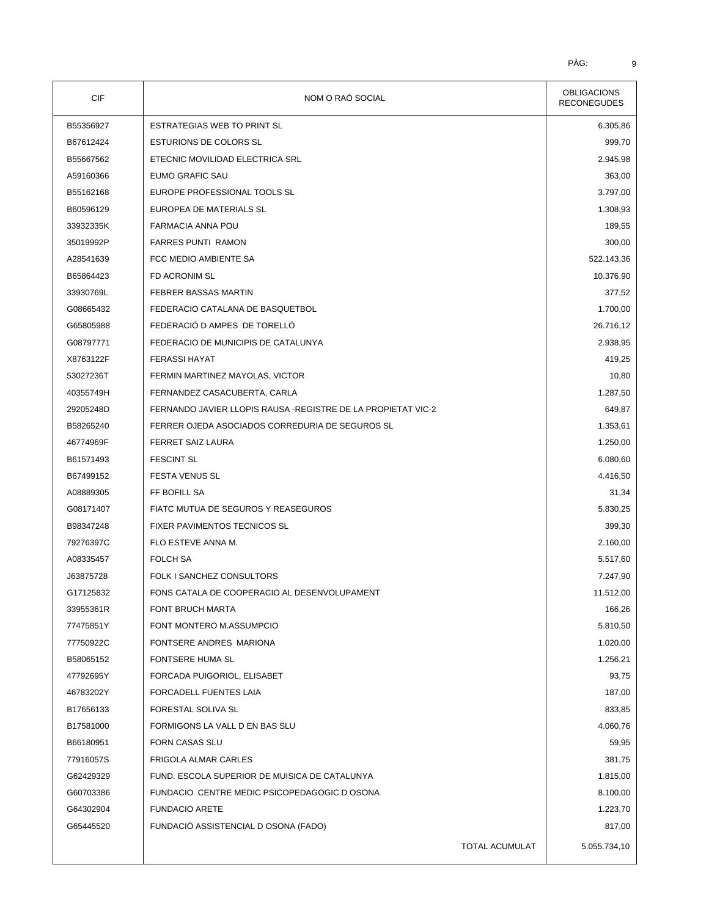| CIF | NOM O RAÓ SOCIAL | OBLIGACIONS RECONEGUDES |
|---|---|---|
| B55356927 | ESTRATEGIAS WEB TO PRINT SL | 6.305,86 |
| B67612424 | ESTURIONS DE COLORS SL | 999,70 |
| B55667562 | ETECNIC MOVILIDAD ELECTRICA SRL | 2.945,98 |
| A59160366 | EUMO GRAFIC SAU | 363,00 |
| B55162168 | EUROPE PROFESSIONAL TOOLS SL | 3.797,00 |
| B60596129 | EUROPEA DE MATERIALS SL | 1.308,93 |
| 33932335K | FARMACIA ANNA POU | 189,55 |
| 35019992P | FARRES PUNTI RAMON | 300,00 |
| A28541639 | FCC MEDIO AMBIENTE SA | 522.143,36 |
| B65864423 | FD ACRONIM SL | 10.376,90 |
| 33930769L | FEBRER BASSAS MARTIN | 377,52 |
| G08665432 | FEDERACIO CATALANA DE BASQUETBOL | 1.700,00 |
| G65805988 | FEDERACIÓ D AMPES DE TORELLÓ | 26.716,12 |
| G08797771 | FEDERACIO DE MUNICIPIS DE CATALUNYA | 2.938,95 |
| X8763122F | FERASSI HAYAT | 419,25 |
| 53027236T | FERMIN MARTINEZ MAYOLAS, VICTOR | 10,80 |
| 40355749H | FERNANDEZ CASACUBERTA, CARLA | 1.287,50 |
| 29205248D | FERNANDO JAVIER LLOPIS RAUSA -REGISTRE DE LA PROPIETAT VIC-2 | 649,87 |
| B58265240 | FERRER OJEDA ASOCIADOS CORREDURIA DE SEGUROS SL | 1.353,61 |
| 46774969F | FERRET SAIZ LAURA | 1.250,00 |
| B61571493 | FESCINT SL | 6.080,60 |
| B67499152 | FESTA VENUS SL | 4.416,50 |
| A08889305 | FF BOFILL SA | 31,34 |
| G08171407 | FIATC MUTUA DE SEGUROS Y REASEGUROS | 5.830,25 |
| B98347248 | FIXER PAVIMENTOS TECNICOS SL | 399,30 |
| 79276397C | FLO ESTEVE ANNA M. | 2.160,00 |
| A08335457 | FOLCH SA | 5.517,60 |
| J63875728 | FOLK I SANCHEZ CONSULTORS | 7.247,90 |
| G17125832 | FONS CATALA DE COOPERACIO AL DESENVOLUPAMENT | 11.512,00 |
| 33955361R | FONT BRUCH MARTA | 166,26 |
| 77475851Y | FONT MONTERO M.ASSUMPCIO | 5.810,50 |
| 77750922C | FONTSERE ANDRES MARIONA | 1.020,00 |
| B58065152 | FONTSERE HUMA SL | 1.256,21 |
| 47792695Y | FORCADA PUIGORIOL, ELISABET | 93,75 |
| 46783202Y | FORCADELL FUENTES LAIA | 187,00 |
| B17656133 | FORESTAL SOLIVA SL | 833,85 |
| B17581000 | FORMIGONS LA VALL D EN BAS SLU | 4.060,76 |
| B66180951 | FORN CASAS SLU | 59,95 |
| 77916057S | FRIGOLA ALMAR CARLES | 381,75 |
| G62429329 | FUND. ESCOLA SUPERIOR DE MUISICA DE CATALUNYA | 1.815,00 |
| G60703386 | FUNDACIO CENTRE MEDIC PSICOPEDAGOGIC D OSONA | 8.100,00 |
| G64302904 | FUNDACIO ARETE | 1.223,70 |
| G65445520 | FUNDACIÓ ASSISTENCIAL D OSONA (FADO) | 817,00 |
| | TOTAL ACUMULAT | 5.055.734,10 |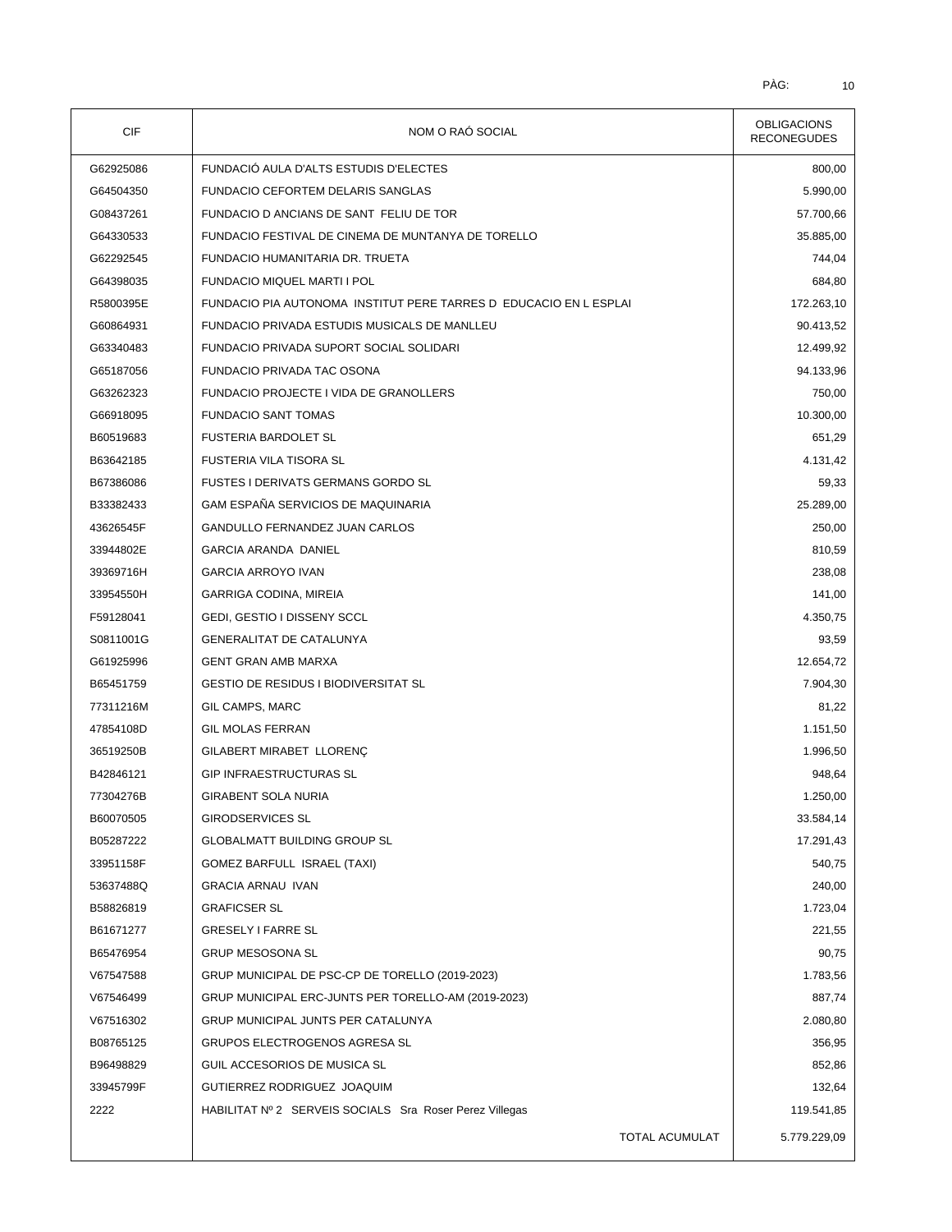| CIF | NOM O RAÓ SOCIAL | OBLIGACIONS RECONEGUDES |
|---|---|---|
| G62925086 | FUNDACIÓ AULA D'ALTS ESTUDIS D'ELECTES | 800,00 |
| G64504350 | FUNDACIO CEFORTEM DELARIS SANGLAS | 5.990,00 |
| G08437261 | FUNDACIO D ANCIANS DE SANT FELIU DE TOR | 57.700,66 |
| G64330533 | FUNDACIO FESTIVAL DE CINEMA DE MUNTANYA DE TORELLO | 35.885,00 |
| G62292545 | FUNDACIO HUMANITARIA DR. TRUETA | 744,04 |
| G64398035 | FUNDACIO MIQUEL MARTI I POL | 684,80 |
| R5800395E | FUNDACIO PIA AUTONOMA INSTITUT PERE TARRES D EDUCACIO EN L ESPLAI | 172.263,10 |
| G60864931 | FUNDACIO PRIVADA ESTUDIS MUSICALS DE MANLLEU | 90.413,52 |
| G63340483 | FUNDACIO PRIVADA SUPORT SOCIAL SOLIDARI | 12.499,92 |
| G65187056 | FUNDACIO PRIVADA TAC OSONA | 94.133,96 |
| G63262323 | FUNDACIO PROJECTE I VIDA DE GRANOLLERS | 750,00 |
| G66918095 | FUNDACIO SANT TOMAS | 10.300,00 |
| B60519683 | FUSTERIA BARDOLET SL | 651,29 |
| B63642185 | FUSTERIA VILA TISORA SL | 4.131,42 |
| B67386086 | FUSTES I DERIVATS GERMANS GORDO SL | 59,33 |
| B33382433 | GAM ESPAÑA SERVICIOS DE MAQUINARIA | 25.289,00 |
| 43626545F | GANDULLO FERNANDEZ JUAN CARLOS | 250,00 |
| 33944802E | GARCIA ARANDA DANIEL | 810,59 |
| 39369716H | GARCIA ARROYO IVAN | 238,08 |
| 33954550H | GARRIGA CODINA, MIREIA | 141,00 |
| F59128041 | GEDI, GESTIO I DISSENY SCCL | 4.350,75 |
| S0811001G | GENERALITAT DE CATALUNYA | 93,59 |
| G61925996 | GENT GRAN AMB MARXA | 12.654,72 |
| B65451759 | GESTIO DE RESIDUS I BIODIVERSITAT SL | 7.904,30 |
| 77311216M | GIL CAMPS, MARC | 81,22 |
| 47854108D | GIL MOLAS FERRAN | 1.151,50 |
| 36519250B | GILABERT MIRABET LLORENÇ | 1.996,50 |
| B42846121 | GIP INFRAESTRUCTURAS SL | 948,64 |
| 77304276B | GIRABENT SOLA NURIA | 1.250,00 |
| B60070505 | GIRODSERVICES SL | 33.584,14 |
| B05287222 | GLOBALMATT BUILDING GROUP SL | 17.291,43 |
| 33951158F | GOMEZ BARFULL ISRAEL (TAXI) | 540,75 |
| 53637488Q | GRACIA ARNAU IVAN | 240,00 |
| B58826819 | GRAFICSER SL | 1.723,04 |
| B61671277 | GRESELY I FARRE SL | 221,55 |
| B65476954 | GRUP MESOSONA SL | 90,75 |
| V67547588 | GRUP MUNICIPAL DE PSC-CP DE TORELLO (2019-2023) | 1.783,56 |
| V67546499 | GRUP MUNICIPAL ERC-JUNTS PER TORELLO-AM (2019-2023) | 887,74 |
| V67516302 | GRUP MUNICIPAL JUNTS PER CATALUNYA | 2.080,80 |
| B08765125 | GRUPOS ELECTROGENOS AGRESA SL | 356,95 |
| B96498829 | GUIL ACCESORIOS DE MUSICA SL | 852,86 |
| 33945799F | GUTIERREZ RODRIGUEZ JOAQUIM | 132,64 |
| 2222 | HABILITAT Nº 2 SERVEIS SOCIALS Sra Roser Perez Villegas | 119.541,85 |
| | TOTAL ACUMULAT | 5.779.229,09 |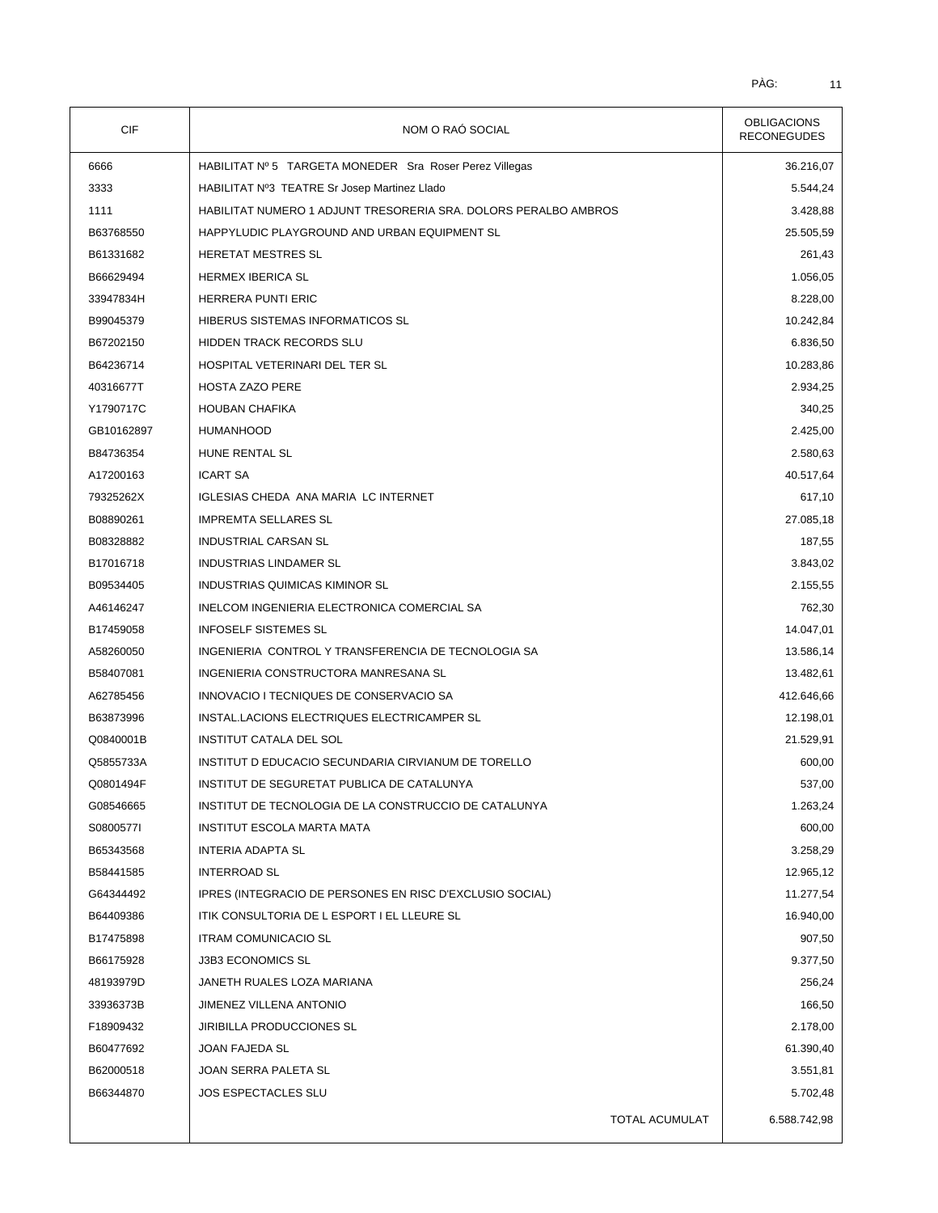| CIF | NOM O RAÓ SOCIAL | OBLIGACIONS RECONEGUDES |
|---|---|---|
| 6666 | HABILITAT Nº 5 TARGETA MONEDER Sra Roser Perez Villegas | 36.216,07 |
| 3333 | HABILITAT Nº3 TEATRE Sr Josep Martinez Llado | 5.544,24 |
| 1111 | HABILITAT NUMERO 1 ADJUNT TRESORERIA SRA. DOLORS PERALBO AMBROS | 3.428,88 |
| B63768550 | HAPPYLUDIC PLAYGROUND AND URBAN EQUIPMENT SL | 25.505,59 |
| B61331682 | HERETAT MESTRES SL | 261,43 |
| B66629494 | HERMEX IBERICA SL | 1.056,05 |
| 33947834H | HERRERA PUNTI ERIC | 8.228,00 |
| B99045379 | HIBERUS SISTEMAS INFORMATICOS SL | 10.242,84 |
| B67202150 | HIDDEN TRACK RECORDS SLU | 6.836,50 |
| B64236714 | HOSPITAL VETERINARI DEL TER SL | 10.283,86 |
| 40316677T | HOSTA ZAZO PERE | 2.934,25 |
| Y1790717C | HOUBAN CHAFIKA | 340,25 |
| GB10162897 | HUMANHOOD | 2.425,00 |
| B84736354 | HUNE RENTAL SL | 2.580,63 |
| A17200163 | ICART SA | 40.517,64 |
| 79325262X | IGLESIAS CHEDA ANA MARIA LC INTERNET | 617,10 |
| B08890261 | IMPREMTA SELLARES SL | 27.085,18 |
| B08328882 | INDUSTRIAL CARSAN SL | 187,55 |
| B17016718 | INDUSTRIAS LINDAMER SL | 3.843,02 |
| B09534405 | INDUSTRIAS QUIMICAS KIMINOR SL | 2.155,55 |
| A46146247 | INELCOM INGENIERIA ELECTRONICA COMERCIAL SA | 762,30 |
| B17459058 | INFOSELF SISTEMES SL | 14.047,01 |
| A58260050 | INGENIERIA CONTROL Y TRANSFERENCIA DE TECNOLOGIA SA | 13.586,14 |
| B58407081 | INGENIERIA CONSTRUCTORA MANRESANA SL | 13.482,61 |
| A62785456 | INNOVACIO I TECNIQUES DE CONSERVACIO SA | 412.646,66 |
| B63873996 | INSTAL.LACIONS ELECTRIQUES ELECTRICAMPER SL | 12.198,01 |
| Q0840001B | INSTITUT CATALA DEL SOL | 21.529,91 |
| Q5855733A | INSTITUT D EDUCACIO SECUNDARIA CIRVIANUM DE TORELLO | 600,00 |
| Q0801494F | INSTITUT DE SEGURETAT PUBLICA DE CATALUNYA | 537,00 |
| G08546665 | INSTITUT DE TECNOLOGIA DE LA CONSTRUCCIO DE CATALUNYA | 1.263,24 |
| S0800577I | INSTITUT ESCOLA MARTA MATA | 600,00 |
| B65343568 | INTERIA ADAPTA SL | 3.258,29 |
| B58441585 | INTERROAD SL | 12.965,12 |
| G64344492 | IPRES (INTEGRACIO DE PERSONES EN RISC D'EXCLUSIO SOCIAL) | 11.277,54 |
| B64409386 | ITIK CONSULTORIA DE L ESPORT I EL LLEURE SL | 16.940,00 |
| B17475898 | ITRAM COMUNICACIO SL | 907,50 |
| B66175928 | J3B3 ECONOMICS SL | 9.377,50 |
| 48193979D | JANETH RUALES LOZA MARIANA | 256,24 |
| 33936373B | JIMENEZ VILLENA ANTONIO | 166,50 |
| F18909432 | JIRIBILLA PRODUCCIONES SL | 2.178,00 |
| B60477692 | JOAN FAJEDA SL | 61.390,40 |
| B62000518 | JOAN SERRA PALETA SL | 3.551,81 |
| B66344870 | JOS ESPECTACLES SLU | 5.702,48 |
| | TOTAL ACUMULAT | 6.588.742,98 |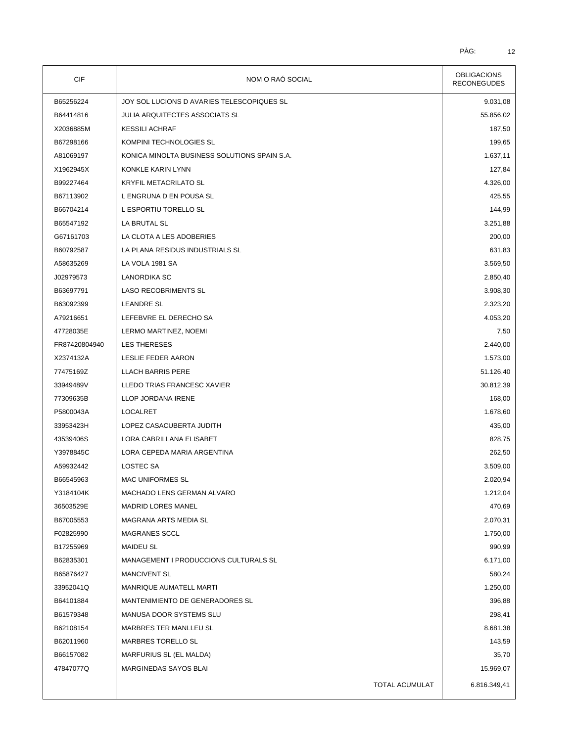| CIF | NOM O RAÓ SOCIAL | OBLIGACIONS RECONEGUDES |
| --- | --- | --- |
| B65256224 | JOY SOL LUCIONS D AVARIES TELESCOPIQUES SL | 9.031,08 |
| B64414816 | JULIA ARQUITECTES ASSOCIATS SL | 55.856,02 |
| X2036885M | KESSILI ACHRAF | 187,50 |
| B67298166 | KOMPINI TECHNOLOGIES SL | 199,65 |
| A81069197 | KONICA MINOLTA BUSINESS SOLUTIONS SPAIN S.A. | 1.637,11 |
| X1962945X | KONKLE KARIN LYNN | 127,84 |
| B99227464 | KRYFIL METACRILATO SL | 4.326,00 |
| B67113902 | L ENGRUNA D EN POUSA SL | 425,55 |
| B66704214 | L ESPORTIU TORELLO SL | 144,99 |
| B65547192 | LA BRUTAL SL | 3.251,88 |
| G67161703 | LA CLOTA A LES ADOBERIES | 200,00 |
| B60792587 | LA PLANA RESIDUS INDUSTRIALS SL | 631,83 |
| A58635269 | LA VOLA 1981 SA | 3.569,50 |
| J02979573 | LANORDIKA SC | 2.850,40 |
| B63697791 | LASO RECOBRIMENTS SL | 3.908,30 |
| B63092399 | LEANDRE SL | 2.323,20 |
| A79216651 | LEFEBVRE EL DERECHO SA | 4.053,20 |
| 47728035E | LERMO MARTINEZ, NOEMI | 7,50 |
| FR87420804940 | LES THERESES | 2.440,00 |
| X2374132A | LESLIE FEDER AARON | 1.573,00 |
| 77475169Z | LLACH BARRIS PERE | 51.126,40 |
| 33949489V | LLEDO TRIAS FRANCESC XAVIER | 30.812,39 |
| 77309635B | LLOP JORDANA IRENE | 168,00 |
| P5800043A | LOCALRET | 1.678,60 |
| 33953423H | LOPEZ CASACUBERTA JUDITH | 435,00 |
| 43539406S | LORA CABRILLANA ELISABET | 828,75 |
| Y3978845C | LORA CEPEDA MARIA ARGENTINA | 262,50 |
| A59932442 | LOSTEC SA | 3.509,00 |
| B66545963 | MAC UNIFORMES SL | 2.020,94 |
| Y3184104K | MACHADO LENS GERMAN ALVARO | 1.212,04 |
| 36503529E | MADRID LORES MANEL | 470,69 |
| B67005553 | MAGRANA ARTS MEDIA SL | 2.070,31 |
| F02825990 | MAGRANES SCCL | 1.750,00 |
| B17255969 | MAIDEU SL | 990,99 |
| B62835301 | MANAGEMENT I PRODUCCIONS CULTURALS SL | 6.171,00 |
| B65876427 | MANCIVENT SL | 580,24 |
| 33952041Q | MANRIQUE AUMATELL MARTI | 1.250,00 |
| B64101884 | MANTENIMIENTO DE GENERADORES SL | 396,88 |
| B61579348 | MANUSA DOOR SYSTEMS SLU | 298,41 |
| B62108154 | MARBRES TER MANLLEU SL | 8.681,38 |
| B62011960 | MARBRES TORELLO SL | 143,59 |
| B66157082 | MARFURIUS SL (EL MALDA) | 35,70 |
| 47847077Q | MARGINEDAS SAYOS BLAI | 15.969,07 |
| | TOTAL ACUMULAT | 6.816.349,41 |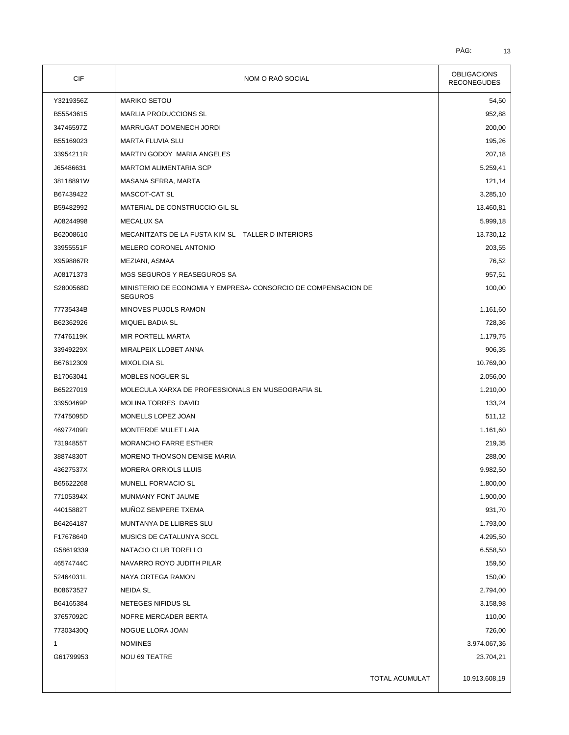| CIF | NOM O RAÓ SOCIAL | OBLIGACIONS RECONEGUDES |
| --- | --- | --- |
| Y3219356Z | MARIKO SETOU | 54,50 |
| B55543615 | MARLIA PRODUCCIONS SL | 952,88 |
| 34746597Z | MARRUGAT DOMENECH JORDI | 200,00 |
| B55169023 | MARTA FLUVIA SLU | 195,26 |
| 33954211R | MARTIN GODOY MARIA ANGELES | 207,18 |
| J65486631 | MARTOM ALIMENTARIA SCP | 5.259,41 |
| 38118891W | MASANA SERRA, MARTA | 121,14 |
| B67439422 | MASCOT-CAT SL | 3.285,10 |
| B59482992 | MATERIAL DE CONSTRUCCIO GIL SL | 13.460,81 |
| A08244998 | MECALUX SA | 5.999,18 |
| B62008610 | MECANITZATS DE LA FUSTA KIM SL TALLER D INTERIORS | 13.730,12 |
| 33955551F | MELERO CORONEL ANTONIO | 203,55 |
| X9598867R | MEZIANI, ASMAA | 76,52 |
| A08171373 | MGS SEGUROS Y REASEGUROS SA | 957,51 |
| S2800568D | MINISTERIO DE ECONOMIA Y EMPRESA- CONSORCIO DE COMPENSACION DE SEGUROS | 100,00 |
| 77735434B | MINOVES PUJOLS RAMON | 1.161,60 |
| B62362926 | MIQUEL BADIA SL | 728,36 |
| 77476119K | MIR PORTELL MARTA | 1.179,75 |
| 33949229X | MIRALPEIX LLOBET ANNA | 906,35 |
| B67612309 | MIXOLIDIA SL | 10.769,00 |
| B17063041 | MOBLES NOGUER SL | 2.056,00 |
| B65227019 | MOLECULA XARXA DE PROFESSIONALS EN MUSEOGRAFIA SL | 1.210,00 |
| 33950469P | MOLINA TORRES DAVID | 133,24 |
| 77475095D | MONELLS LOPEZ JOAN | 511,12 |
| 46977409R | MONTERDE MULET LAIA | 1.161,60 |
| 73194855T | MORANCHO FARRE ESTHER | 219,35 |
| 38874830T | MORENO THOMSON DENISE MARIA | 288,00 |
| 43627537X | MORERA ORRIOLS LLUIS | 9.982,50 |
| B65622268 | MUNELL FORMACIO SL | 1.800,00 |
| 77105394X | MUNMANY FONT JAUME | 1.900,00 |
| 44015882T | MUÑOZ SEMPERE TXEMA | 931,70 |
| B64264187 | MUNTANYA DE LLIBRES SLU | 1.793,00 |
| F17678640 | MUSICS DE CATALUNYA SCCL | 4.295,50 |
| G58619339 | NATACIO CLUB TORELLO | 6.558,50 |
| 46574744C | NAVARRO ROYO JUDITH PILAR | 159,50 |
| 52464031L | NAYA ORTEGA RAMON | 150,00 |
| B08673527 | NEIDA SL | 2.794,00 |
| B64165384 | NETEGES NIFIDUS SL | 3.158,98 |
| 37657092C | NOFRE MERCADER BERTA | 110,00 |
| 77303430Q | NOGUE LLORA JOAN | 726,00 |
| 1 | NOMINES | 3.974.067,36 |
| G61799953 | NOU 69 TEATRE | 23.704,21 |
| | TOTAL ACUMULAT | 10.913.608,19 |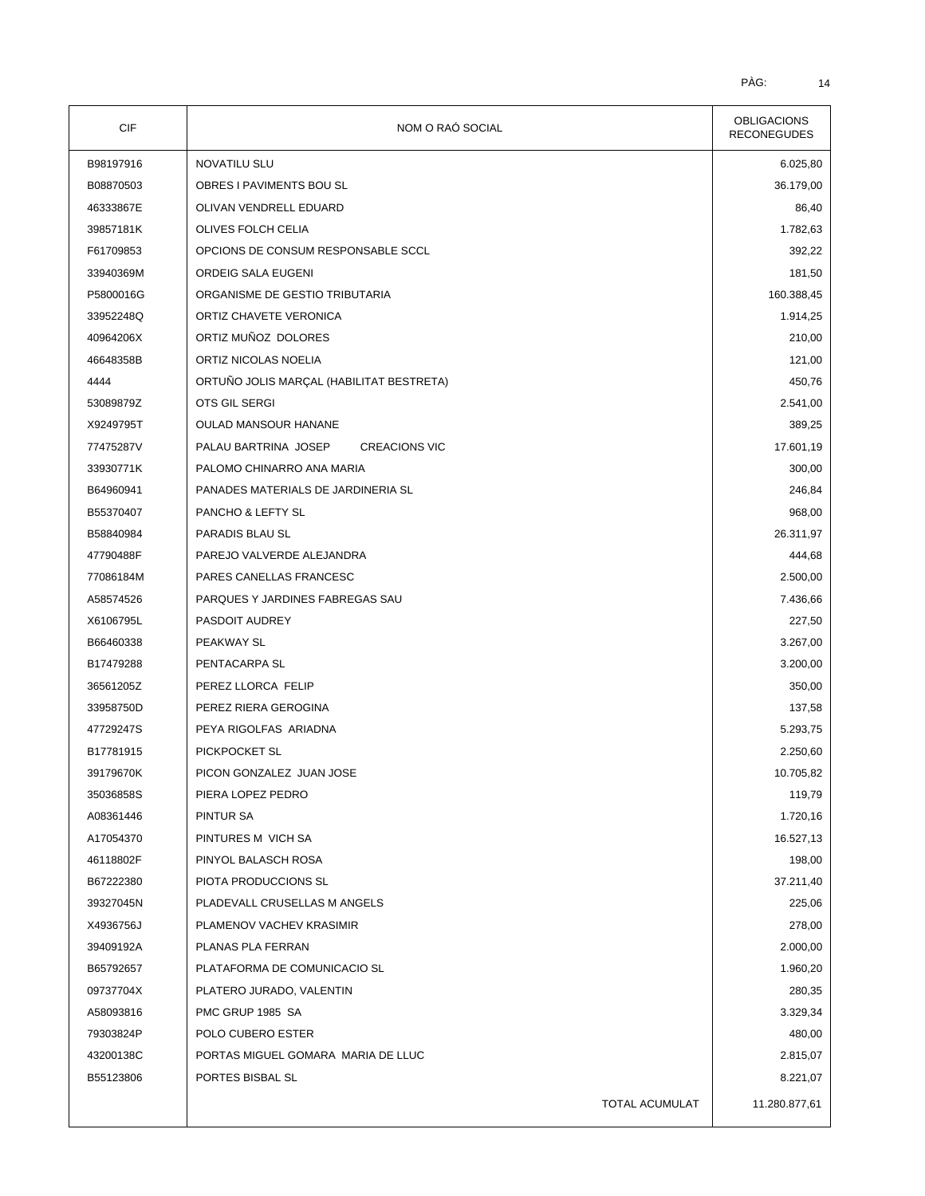| CIF | NOM O RAÓ SOCIAL | OBLIGACIONS RECONEGUDES |
|---|---|---|
| B98197916 | NOVATILU SLU | 6.025,80 |
| B08870503 | OBRES I PAVIMENTS BOU SL | 36.179,00 |
| 46333867E | OLIVAN VENDRELL EDUARD | 86,40 |
| 39857181K | OLIVES FOLCH CELIA | 1.782,63 |
| F61709853 | OPCIONS DE CONSUM RESPONSABLE SCCL | 392,22 |
| 33940369M | ORDEIG SALA EUGENI | 181,50 |
| P5800016G | ORGANISME DE GESTIO TRIBUTARIA | 160.388,45 |
| 33952248Q | ORTIZ CHAVETE VERONICA | 1.914,25 |
| 40964206X | ORTIZ MUÑOZ DOLORES | 210,00 |
| 46648358B | ORTIZ NICOLAS NOELIA | 121,00 |
| 4444 | ORTUÑO JOLIS MARÇAL (HABILITAT BESTRETA) | 450,76 |
| 53089879Z | OTS GIL SERGI | 2.541,00 |
| X9249795T | OULAD MANSOUR HANANE | 389,25 |
| 77475287V | PALAU BARTRINA JOSEP CREACIONS VIC | 17.601,19 |
| 33930771K | PALOMO CHINARRO ANA MARIA | 300,00 |
| B64960941 | PANADES MATERIALS DE JARDINERIA SL | 246,84 |
| B55370407 | PANCHO & LEFTY SL | 968,00 |
| B58840984 | PARADIS BLAU SL | 26.311,97 |
| 47790488F | PAREJO VALVERDE ALEJANDRA | 444,68 |
| 77086184M | PARES CANELLAS FRANCESC | 2.500,00 |
| A58574526 | PARQUES Y JARDINES FABREGAS SAU | 7.436,66 |
| X6106795L | PASDOIT AUDREY | 227,50 |
| B66460338 | PEAKWAY SL | 3.267,00 |
| B17479288 | PENTACARPA SL | 3.200,00 |
| 36561205Z | PEREZ LLORCA FELIP | 350,00 |
| 33958750D | PEREZ RIERA GEROGINA | 137,58 |
| 47729247S | PEYA RIGOLFAS ARIADNA | 5.293,75 |
| B17781915 | PICKPOCKET SL | 2.250,60 |
| 39179670K | PICON GONZALEZ JUAN JOSE | 10.705,82 |
| 35036858S | PIERA LOPEZ PEDRO | 119,79 |
| A08361446 | PINTUR SA | 1.720,16 |
| A17054370 | PINTURES M VICH SA | 16.527,13 |
| 46118802F | PINYOL BALASCH ROSA | 198,00 |
| B67222380 | PIOTA PRODUCCIONS SL | 37.211,40 |
| 39327045N | PLADEVALL CRUSELLAS M ANGELS | 225,06 |
| X4936756J | PLAMENOV VACHEV KRASIMIR | 278,00 |
| 39409192A | PLANAS PLA FERRAN | 2.000,00 |
| B65792657 | PLATAFORMA DE COMUNICACIO SL | 1.960,20 |
| 09737704X | PLATERO JURADO, VALENTIN | 280,35 |
| A58093816 | PMC GRUP 1985 SA | 3.329,34 |
| 79303824P | POLO CUBERO ESTER | 480,00 |
| 43200138C | PORTAS MIGUEL GOMARA MARIA DE LLUC | 2.815,07 |
| B55123806 | PORTES BISBAL SL | 8.221,07 |
| | TOTAL ACUMULAT | 11.280.877,61 |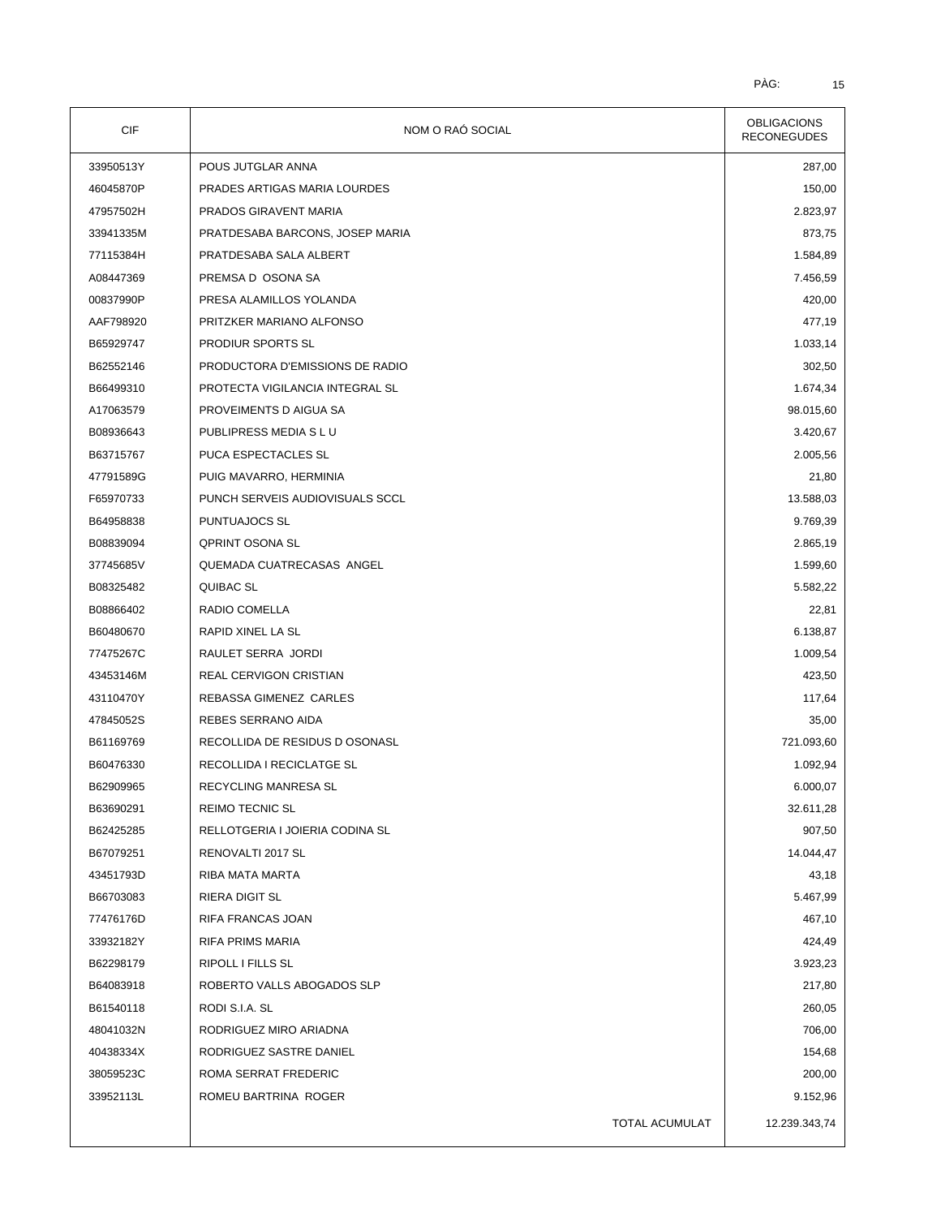| CIF | NOM O RAÓ SOCIAL | OBLIGACIONS RECONEGUDES |
|---|---|---|
| 33950513Y | POUS JUTGLAR ANNA | 287,00 |
| 46045870P | PRADES ARTIGAS MARIA LOURDES | 150,00 |
| 47957502H | PRADOS GIRAVENT MARIA | 2.823,97 |
| 33941335M | PRATDESABA BARCONS, JOSEP MARIA | 873,75 |
| 77115384H | PRATDESABA SALA ALBERT | 1.584,89 |
| A08447369 | PREMSA D OSONA SA | 7.456,59 |
| 00837990P | PRESA ALAMILLOS YOLANDA | 420,00 |
| AAF798920 | PRITZKER MARIANO ALFONSO | 477,19 |
| B65929747 | PRODIUR SPORTS SL | 1.033,14 |
| B62552146 | PRODUCTORA D'EMISSIONS DE RADIO | 302,50 |
| B66499310 | PROTECTA VIGILANCIA INTEGRAL SL | 1.674,34 |
| A17063579 | PROVEIMENTS D AIGUA SA | 98.015,60 |
| B08936643 | PUBLIPRESS MEDIA S L U | 3.420,67 |
| B63715767 | PUCA ESPECTACLES SL | 2.005,56 |
| 47791589G | PUIG MAVARRO, HERMINIA | 21,80 |
| F65970733 | PUNCH SERVEIS AUDIOVISUALS SCCL | 13.588,03 |
| B64958838 | PUNTUAJOCS SL | 9.769,39 |
| B08839094 | QPRINT OSONA SL | 2.865,19 |
| 37745685V | QUEMADA CUATRECASAS ANGEL | 1.599,60 |
| B08325482 | QUIBAC SL | 5.582,22 |
| B08866402 | RADIO COMELLA | 22,81 |
| B60480670 | RAPID XINEL LA SL | 6.138,87 |
| 77475267C | RAULET SERRA JORDI | 1.009,54 |
| 43453146M | REAL CERVIGON CRISTIAN | 423,50 |
| 43110470Y | REBASSA GIMENEZ CARLES | 117,64 |
| 47845052S | REBES SERRANO AIDA | 35,00 |
| B61169769 | RECOLLIDA DE RESIDUS D OSONASL | 721.093,60 |
| B60476330 | RECOLLIDA I RECICLATGE SL | 1.092,94 |
| B62909965 | RECYCLING MANRESA SL | 6.000,07 |
| B63690291 | REIMO TECNIC SL | 32.611,28 |
| B62425285 | RELLOTGERIA I JOIERIA CODINA SL | 907,50 |
| B67079251 | RENOVALTI 2017 SL | 14.044,47 |
| 43451793D | RIBA MATA MARTA | 43,18 |
| B66703083 | RIERA DIGIT SL | 5.467,99 |
| 77476176D | RIFA FRANCAS JOAN | 467,10 |
| 33932182Y | RIFA PRIMS MARIA | 424,49 |
| B62298179 | RIPOLL I FILLS SL | 3.923,23 |
| B64083918 | ROBERTO VALLS ABOGADOS SLP | 217,80 |
| B61540118 | RODI S.I.A. SL | 260,05 |
| 48041032N | RODRIGUEZ MIRO ARIADNA | 706,00 |
| 40438334X | RODRIGUEZ SASTRE DANIEL | 154,68 |
| 38059523C | ROMA SERRAT FREDERIC | 200,00 |
| 33952113L | ROMEU BARTRINA ROGER | 9.152,96 |
| | TOTAL ACUMULAT | 12.239.343,74 |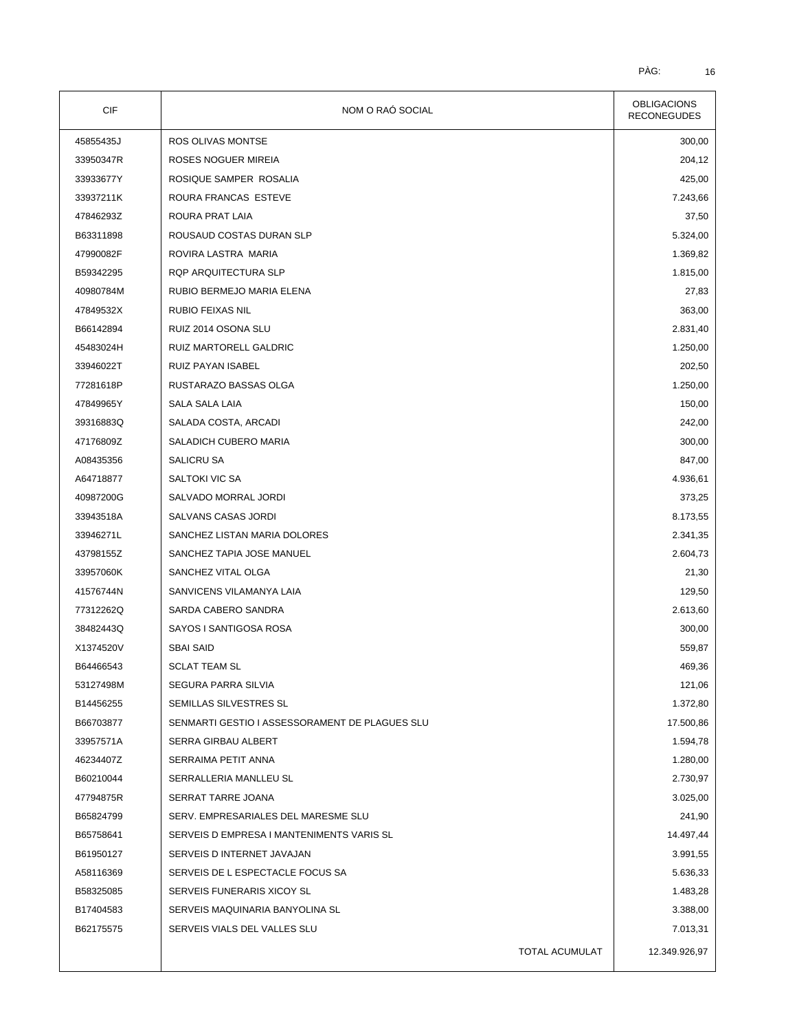| CIF | NOM O RAÓ SOCIAL | OBLIGACIONS RECONEGUDES |
|---|---|---|
| 45855435J | ROS OLIVAS MONTSE | 300,00 |
| 33950347R | ROSES NOGUER MIREIA | 204,12 |
| 33933677Y | ROSIQUE SAMPER ROSALIA | 425,00 |
| 33937211K | ROURA FRANCAS ESTEVE | 7.243,66 |
| 47846293Z | ROURA PRAT LAIA | 37,50 |
| B63311898 | ROUSAUD COSTAS DURAN SLP | 5.324,00 |
| 47990082F | ROVIRA LASTRA MARIA | 1.369,82 |
| B59342295 | RQP ARQUITECTURA SLP | 1.815,00 |
| 40980784M | RUBIO BERMEJO MARIA ELENA | 27,83 |
| 47849532X | RUBIO FEIXAS NIL | 363,00 |
| B66142894 | RUIZ 2014 OSONA SLU | 2.831,40 |
| 45483024H | RUIZ MARTORELL GALDRIC | 1.250,00 |
| 33946022T | RUIZ PAYAN ISABEL | 202,50 |
| 77281618P | RUSTARAZO BASSAS OLGA | 1.250,00 |
| 47849965Y | SALA SALA LAIA | 150,00 |
| 39316883Q | SALADA COSTA, ARCADI | 242,00 |
| 47176809Z | SALADICH CUBERO MARIA | 300,00 |
| A08435356 | SALICRU SA | 847,00 |
| A64718877 | SALTOKI VIC SA | 4.936,61 |
| 40987200G | SALVADO MORRAL JORDI | 373,25 |
| 33943518A | SALVANS CASAS JORDI | 8.173,55 |
| 33946271L | SANCHEZ LISTAN MARIA DOLORES | 2.341,35 |
| 43798155Z | SANCHEZ TAPIA JOSE MANUEL | 2.604,73 |
| 33957060K | SANCHEZ VITAL OLGA | 21,30 |
| 41576744N | SANVICENS VILAMANYA LAIA | 129,50 |
| 77312262Q | SARDA CABERO SANDRA | 2.613,60 |
| 38482443Q | SAYOS I SANTIGOSA ROSA | 300,00 |
| X1374520V | SBAI SAID | 559,87 |
| B64466543 | SCLAT TEAM SL | 469,36 |
| 53127498M | SEGURA PARRA SILVIA | 121,06 |
| B14456255 | SEMILLAS SILVESTRES SL | 1.372,80 |
| B66703877 | SENMARTI GESTIO I ASSESSORAMENT DE PLAGUES SLU | 17.500,86 |
| 33957571A | SERRA GIRBAU ALBERT | 1.594,78 |
| 46234407Z | SERRAIMA PETIT ANNA | 1.280,00 |
| B60210044 | SERRALLERIA MANLLEU SL | 2.730,97 |
| 47794875R | SERRAT TARRE JOANA | 3.025,00 |
| B65824799 | SERV. EMPRESARIALES DEL MARESME SLU | 241,90 |
| B65758641 | SERVEIS D EMPRESA I MANTENIMENTS VARIS SL | 14.497,44 |
| B61950127 | SERVEIS D INTERNET JAVAJAN | 3.991,55 |
| A58116369 | SERVEIS DE L ESPECTACLE FOCUS SA | 5.636,33 |
| B58325085 | SERVEIS FUNERARIS XICOY SL | 1.483,28 |
| B17404583 | SERVEIS MAQUINARIA BANYOLINA SL | 3.388,00 |
| B62175575 | SERVEIS VIALS DEL VALLES SLU | 7.013,31 |
| | TOTAL ACUMULAT | 12.349.926,97 |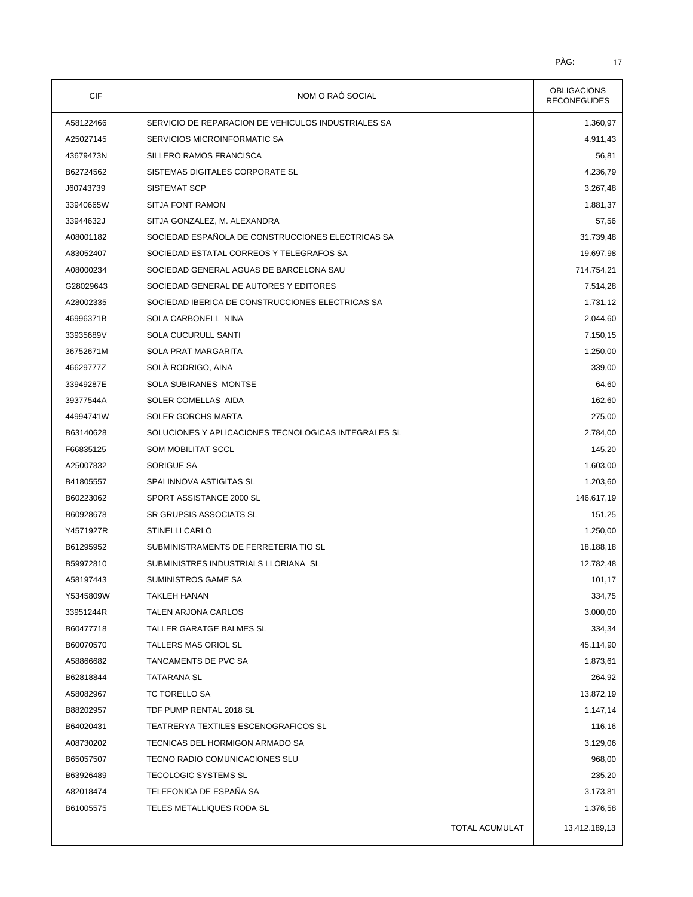| CIF | NOM O RAÓ SOCIAL | OBLIGACIONS RECONEGUDES |
|---|---|---|
| A58122466 | SERVICIO DE REPARACION DE VEHICULOS INDUSTRIALES SA | 1.360,97 |
| A25027145 | SERVICIOS MICROINFORMATIC SA | 4.911,43 |
| 43679473N | SILLERO RAMOS FRANCISCA | 56,81 |
| B62724562 | SISTEMAS DIGITALES CORPORATE SL | 4.236,79 |
| J60743739 | SISTEMAT SCP | 3.267,48 |
| 33940665W | SITJA FONT RAMON | 1.881,37 |
| 33944632J | SITJA GONZALEZ, M. ALEXANDRA | 57,56 |
| A08001182 | SOCIEDAD ESPAÑOLA DE CONSTRUCCIONES ELECTRICAS SA | 31.739,48 |
| A83052407 | SOCIEDAD ESTATAL CORREOS Y TELEGRAFOS SA | 19.697,98 |
| A08000234 | SOCIEDAD GENERAL AGUAS DE BARCELONA SAU | 714.754,21 |
| G28029643 | SOCIEDAD GENERAL DE AUTORES Y EDITORES | 7.514,28 |
| A28002335 | SOCIEDAD IBERICA DE CONSTRUCCIONES ELECTRICAS SA | 1.731,12 |
| 46996371B | SOLA CARBONELL NINA | 2.044,60 |
| 33935689V | SOLA CUCURULL SANTI | 7.150,15 |
| 36752671M | SOLA PRAT MARGARITA | 1.250,00 |
| 46629777Z | SOLÀ RODRIGO, AINA | 339,00 |
| 33949287E | SOLA SUBIRANES MONTSE | 64,60 |
| 39377544A | SOLER COMELLAS AIDA | 162,60 |
| 44994741W | SOLER GORCHS MARTA | 275,00 |
| B63140628 | SOLUCIONES Y APLICACIONES TECNOLOGICAS INTEGRALES SL | 2.784,00 |
| F66835125 | SOM MOBILITAT SCCL | 145,20 |
| A25007832 | SORIGUE SA | 1.603,00 |
| B41805557 | SPAI INNOVA ASTIGITAS SL | 1.203,60 |
| B60223062 | SPORT ASSISTANCE 2000 SL | 146.617,19 |
| B60928678 | SR GRUPSIS ASSOCIATS SL | 151,25 |
| Y4571927R | STINELLI CARLO | 1.250,00 |
| B61295952 | SUBMINISTRAMENTS DE FERRETERIA TIO SL | 18.188,18 |
| B59972810 | SUBMINISTRES INDUSTRIALS LLORIANA SL | 12.782,48 |
| A58197443 | SUMINISTROS GAME SA | 101,17 |
| Y5345809W | TAKLEH HANAN | 334,75 |
| 33951244R | TALEN ARJONA CARLOS | 3.000,00 |
| B60477718 | TALLER GARATGE BALMES SL | 334,34 |
| B60070570 | TALLERS MAS ORIOL SL | 45.114,90 |
| A58866682 | TANCAMENTS DE PVC SA | 1.873,61 |
| B62818844 | TATARANA SL | 264,92 |
| A58082967 | TC TORELLO SA | 13.872,19 |
| B88202957 | TDF PUMP RENTAL 2018 SL | 1.147,14 |
| B64020431 | TEATRERYA TEXTILES ESCENOGRAFICOS SL | 116,16 |
| A08730202 | TECNICAS DEL HORMIGON ARMADO SA | 3.129,06 |
| B65057507 | TECNO RADIO COMUNICACIONES SLU | 968,00 |
| B63926489 | TECOLOGIC SYSTEMS SL | 235,20 |
| A82018474 | TELEFONICA DE ESPAÑA SA | 3.173,81 |
| B61005575 | TELES METALLIQUES RODA SL | 1.376,58 |
| | TOTAL ACUMULAT | 13.412.189,13 |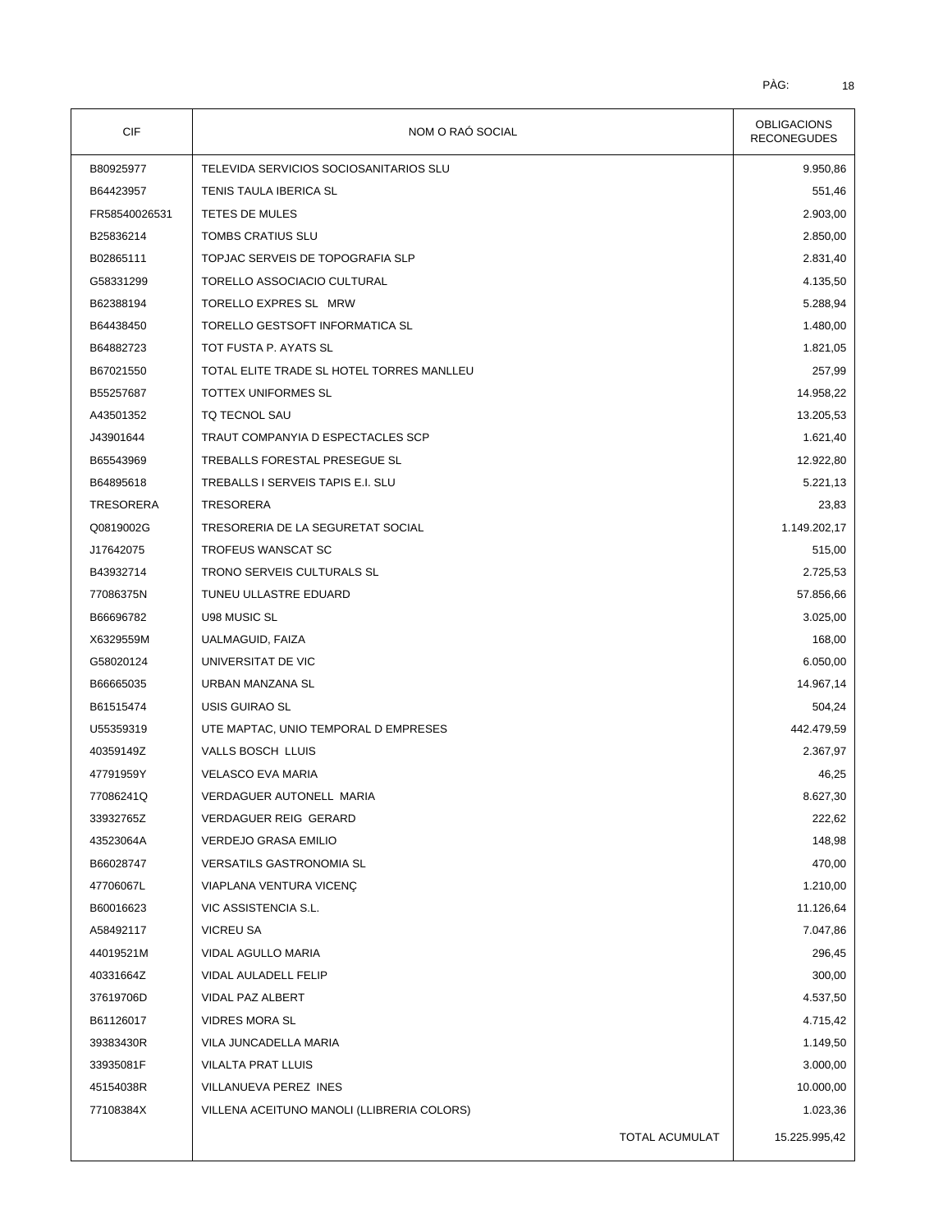| CIF | NOM O RAÓ SOCIAL | OBLIGACIONS RECONEGUDES |
|---|---|---|
| B80925977 | TELEVIDA SERVICIOS SOCIOSANITARIOS SLU | 9.950,86 |
| B64423957 | TENIS TAULA IBERICA SL | 551,46 |
| FR58540026531 | TETES DE MULES | 2.903,00 |
| B25836214 | TOMBS CRATIUS SLU | 2.850,00 |
| B02865111 | TOPJAC SERVEIS DE TOPOGRAFIA SLP | 2.831,40 |
| G58331299 | TORELLO ASSOCIACIO CULTURAL | 4.135,50 |
| B62388194 | TORELLO EXPRES SL MRW | 5.288,94 |
| B64438450 | TORELLO GESTSOFT INFORMATICA SL | 1.480,00 |
| B64882723 | TOT FUSTA P. AYATS SL | 1.821,05 |
| B67021550 | TOTAL ELITE TRADE SL HOTEL TORRES MANLLEU | 257,99 |
| B55257687 | TOTTEX UNIFORMES SL | 14.958,22 |
| A43501352 | TQ TECNOL SAU | 13.205,53 |
| J43901644 | TRAUT COMPANYIA D ESPECTACLES SCP | 1.621,40 |
| B65543969 | TREBALLS FORESTAL PRESEGUE SL | 12.922,80 |
| B64895618 | TREBALLS I SERVEIS TAPIS E.I. SLU | 5.221,13 |
| TRESORERA | TRESORERA | 23,83 |
| Q0819002G | TRESORERIA DE LA SEGURETAT SOCIAL | 1.149.202,17 |
| J17642075 | TROFEUS WANSCAT SC | 515,00 |
| B43932714 | TRONO SERVEIS CULTURALS SL | 2.725,53 |
| 77086375N | TUNEU ULLASTRE EDUARD | 57.856,66 |
| B66696782 | U98 MUSIC SL | 3.025,00 |
| X6329559M | UALMAGUID, FAIZA | 168,00 |
| G58020124 | UNIVERSITAT DE VIC | 6.050,00 |
| B66665035 | URBAN MANZANA SL | 14.967,14 |
| B61515474 | USIS GUIRAO SL | 504,24 |
| U55359319 | UTE MAPTAC, UNIO TEMPORAL D EMPRESES | 442.479,59 |
| 40359149Z | VALLS BOSCH LLUIS | 2.367,97 |
| 47791959Y | VELASCO EVA MARIA | 46,25 |
| 77086241Q | VERDAGUER AUTONELL MARIA | 8.627,30 |
| 33932765Z | VERDAGUER REIG GERARD | 222,62 |
| 43523064A | VERDEJO GRASA EMILIO | 148,98 |
| B66028747 | VERSATILS GASTRONOMIA SL | 470,00 |
| 47706067L | VIAPLANA VENTURA VICENÇ | 1.210,00 |
| B60016623 | VIC ASSISTENCIA S.L. | 11.126,64 |
| A58492117 | VICREU SA | 7.047,86 |
| 44019521M | VIDAL AGULLO MARIA | 296,45 |
| 40331664Z | VIDAL AULADELL FELIP | 300,00 |
| 37619706D | VIDAL PAZ ALBERT | 4.537,50 |
| B61126017 | VIDRES MORA SL | 4.715,42 |
| 39383430R | VILA JUNCADELLA MARIA | 1.149,50 |
| 33935081F | VILALTA PRAT LLUIS | 3.000,00 |
| 45154038R | VILLANUEVA PEREZ INES | 10.000,00 |
| 77108384X | VILLENA ACEITUNO MANOLI (LLIBRERIA COLORS) | 1.023,36 |
| | TOTAL ACUMULAT | 15.225.995,42 |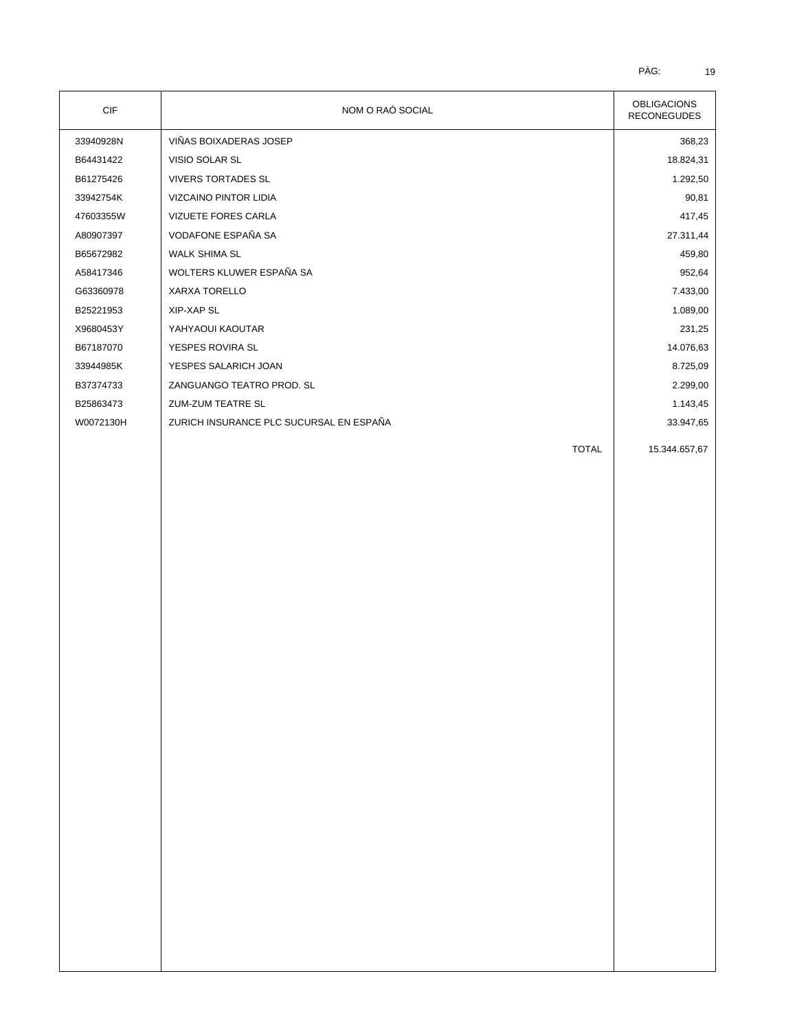| CIF | NOM O RAÓ SOCIAL | OBLIGACIONS RECONEGUDES |
|---|---|---|
| 33940928N | VIÑAS BOIXADERAS JOSEP | 368,23 |
| B64431422 | VISIO SOLAR SL | 18.824,31 |
| B61275426 | VIVERS TORTADES SL | 1.292,50 |
| 33942754K | VIZCAINO PINTOR LIDIA | 90,81 |
| 47603355W | VIZUETE FORES CARLA | 417,45 |
| A80907397 | VODAFONE ESPAÑA SA | 27.311,44 |
| B65672982 | WALK SHIMA SL | 459,80 |
| A58417346 | WOLTERS KLUWER ESPAÑA SA | 952,64 |
| G63360978 | XARXA TORELLO | 7.433,00 |
| B25221953 | XIP-XAP SL | 1.089,00 |
| X9680453Y | YAHYAOUI KAOUTAR | 231,25 |
| B67187070 | YESPES ROVIRA SL | 14.076,63 |
| 33944985K | YESPES SALARICH JOAN | 8.725,09 |
| B37374733 | ZANGUANGO TEATRO PROD. SL | 2.299,00 |
| B25863473 | ZUM-ZUM TEATRE SL | 1.143,45 |
| W0072130H | ZURICH INSURANCE PLC SUCURSAL EN ESPAÑA | 33.947,65 |
| | TOTAL | 15.344.657,67 |